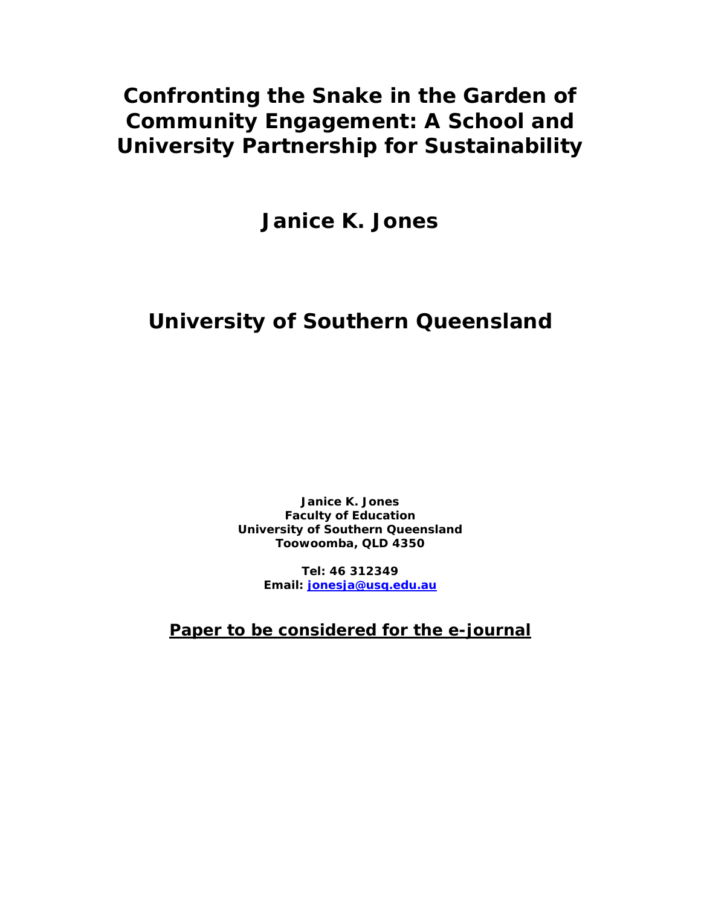# Confronting the Snake in the Garden of Community Engagement: A School and University Partnership for Sustainability

## Janice K. Jones

## University of Southern Queensland

**Janice K. Jones**
**Faculty of Education**
**University of Southern Queensland**
**Toowoomba, QLD 4350**

**Tel: 46 312349**
**Email: jonesja@usq.edu.au**

**Paper to be considered for the e-journal**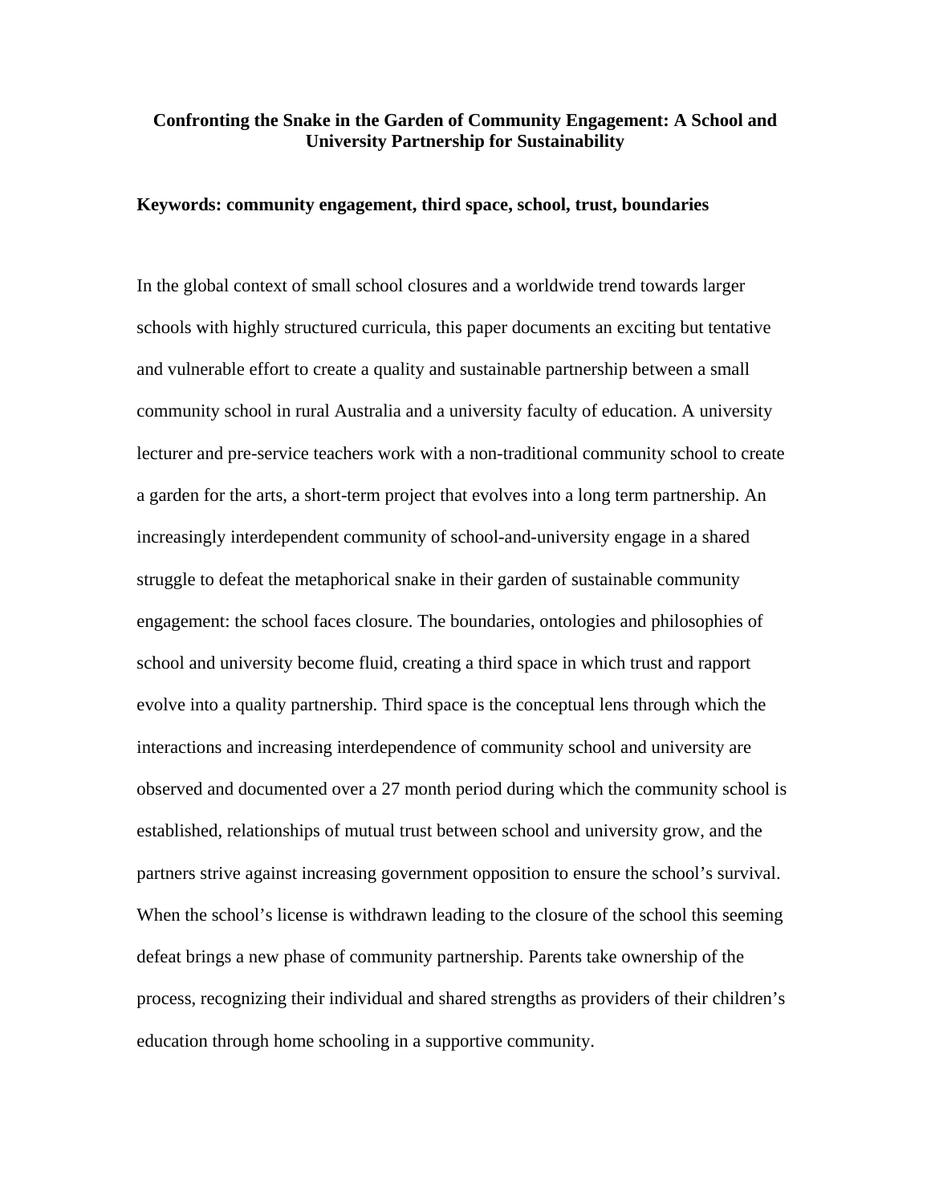**Confronting the Snake in the Garden of Community Engagement: A School and University Partnership for Sustainability**

**Keywords: community engagement, third space, school, trust, boundaries**

In the global context of small school closures and a worldwide trend towards larger schools with highly structured curricula, this paper documents an exciting but tentative and vulnerable effort to create a quality and sustainable partnership between a small community school in rural Australia and a university faculty of education. A university lecturer and pre-service teachers work with a non-traditional community school to create a garden for the arts, a short-term project that evolves into a long term partnership. An increasingly interdependent community of school-and-university engage in a shared struggle to defeat the metaphorical snake in their garden of sustainable community engagement: the school faces closure. The boundaries, ontologies and philosophies of school and university become fluid, creating a third space in which trust and rapport evolve into a quality partnership. Third space is the conceptual lens through which the interactions and increasing interdependence of community school and university are observed and documented over a 27 month period during which the community school is established, relationships of mutual trust between school and university grow, and the partners strive against increasing government opposition to ensure the school's survival. When the school's license is withdrawn leading to the closure of the school this seeming defeat brings a new phase of community partnership. Parents take ownership of the process, recognizing their individual and shared strengths as providers of their children's education through home schooling in a supportive community.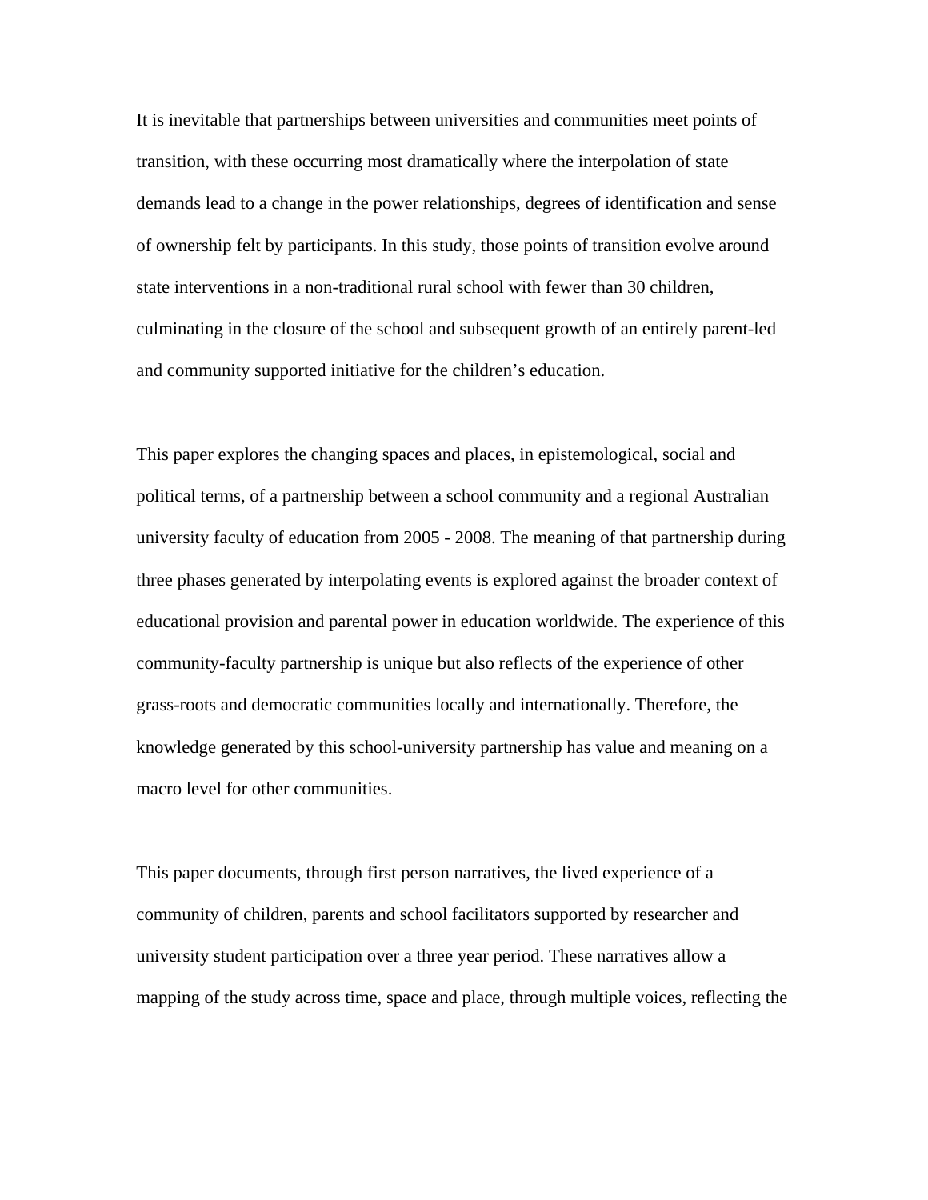It is inevitable that partnerships between universities and communities meet points of transition, with these occurring most dramatically where the interpolation of state demands lead to a change in the power relationships, degrees of identification and sense of ownership felt by participants. In this study, those points of transition evolve around state interventions in a non-traditional rural school with fewer than 30 children, culminating in the closure of the school and subsequent growth of an entirely parent-led and community supported initiative for the children's education.

This paper explores the changing spaces and places, in epistemological, social and political terms, of a partnership between a school community and a regional Australian university faculty of education from 2005 - 2008. The meaning of that partnership during three phases generated by interpolating events is explored against the broader context of educational provision and parental power in education worldwide. The experience of this community-faculty partnership is unique but also reflects of the experience of other grass-roots and democratic communities locally and internationally. Therefore, the knowledge generated by this school-university partnership has value and meaning on a macro level for other communities.

This paper documents, through first person narratives, the lived experience of a community of children, parents and school facilitators supported by researcher and university student participation over a three year period. These narratives allow a mapping of the study across time, space and place, through multiple voices, reflecting the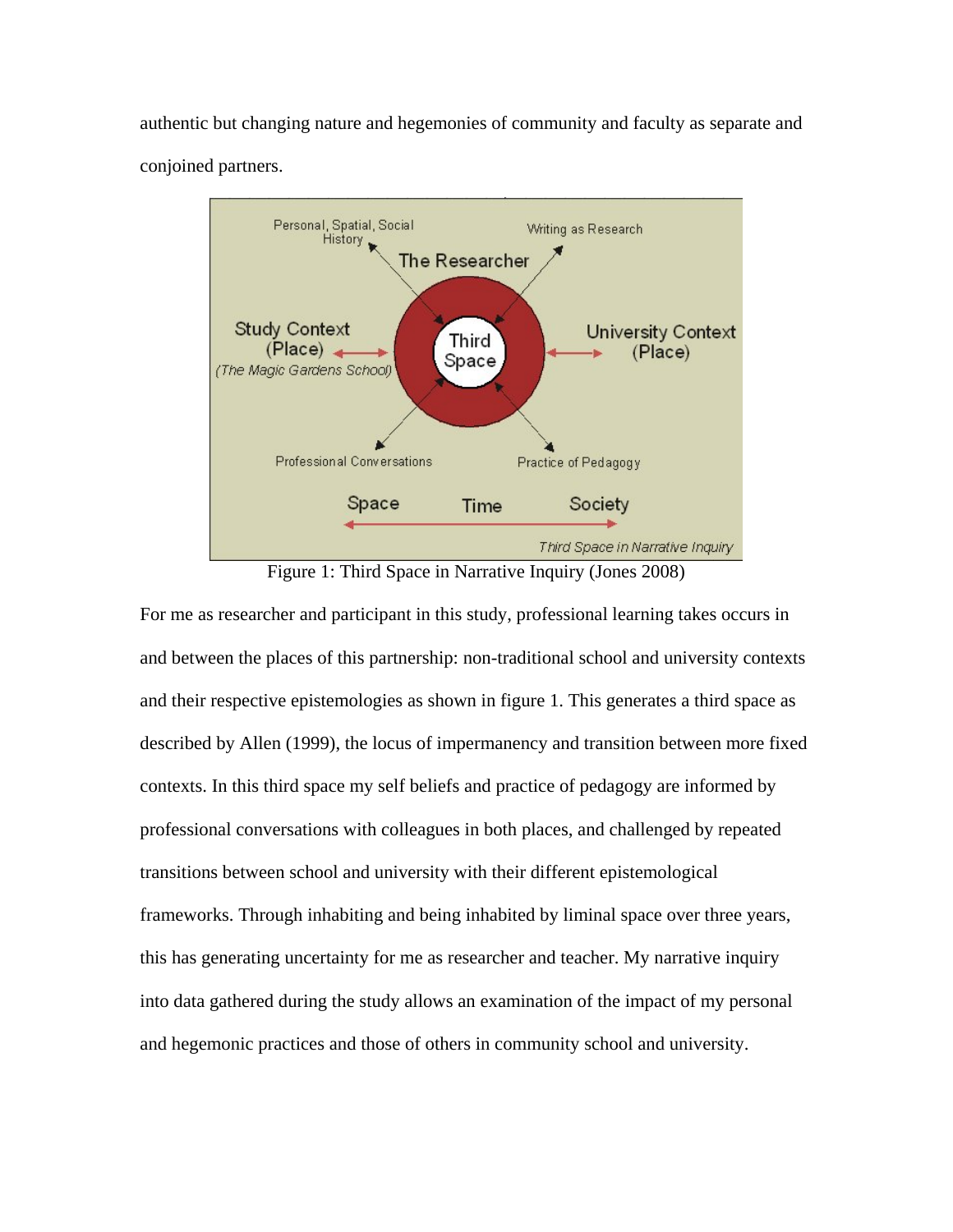authentic but changing nature and hegemonies of community and faculty as separate and conjoined partners.

Figure 1: Third Space in Narrative Inquiry (Jones 2008)

For me as researcher and participant in this study, professional learning takes occurs in and between the places of this partnership: non-traditional school and university contexts and their respective epistemologies as shown in figure 1. This generates a third space as described by Allen (1999), the locus of impermanency and transition between more fixed contexts. In this third space my self beliefs and practice of pedagogy are informed by professional conversations with colleagues in both places, and challenged by repeated transitions between school and university with their different epistemological frameworks. Through inhabiting and being inhabited by liminal space over three years, this has generating uncertainty for me as researcher and teacher. My narrative inquiry into data gathered during the study allows an examination of the impact of my personal and hegemonic practices and those of others in community school and university.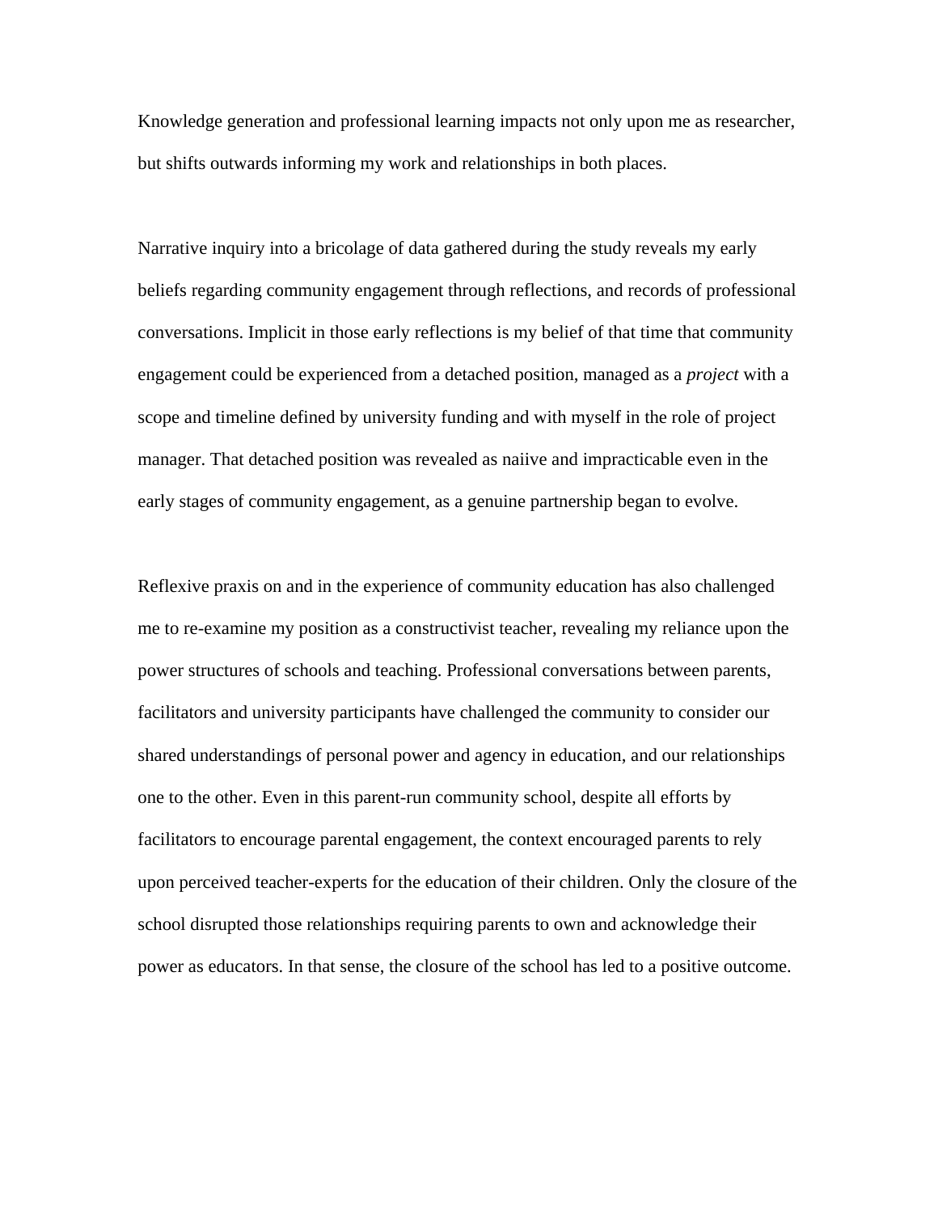Knowledge generation and professional learning impacts not only upon me as researcher, but shifts outwards informing my work and relationships in both places.

Narrative inquiry into a bricolage of data gathered during the study reveals my early beliefs regarding community engagement through reflections, and records of professional conversations. Implicit in those early reflections is my belief of that time that community engagement could be experienced from a detached position, managed as a *project* with a scope and timeline defined by university funding and with myself in the role of project manager. That detached position was revealed as naiive and impracticable even in the early stages of community engagement, as a genuine partnership began to evolve.

Reflexive praxis on and in the experience of community education has also challenged me to re-examine my position as a constructivist teacher, revealing my reliance upon the power structures of schools and teaching. Professional conversations between parents, facilitators and university participants have challenged the community to consider our shared understandings of personal power and agency in education, and our relationships one to the other. Even in this parent-run community school, despite all efforts by facilitators to encourage parental engagement, the context encouraged parents to rely upon perceived teacher-experts for the education of their children. Only the closure of the school disrupted those relationships requiring parents to own and acknowledge their power as educators. In that sense, the closure of the school has led to a positive outcome.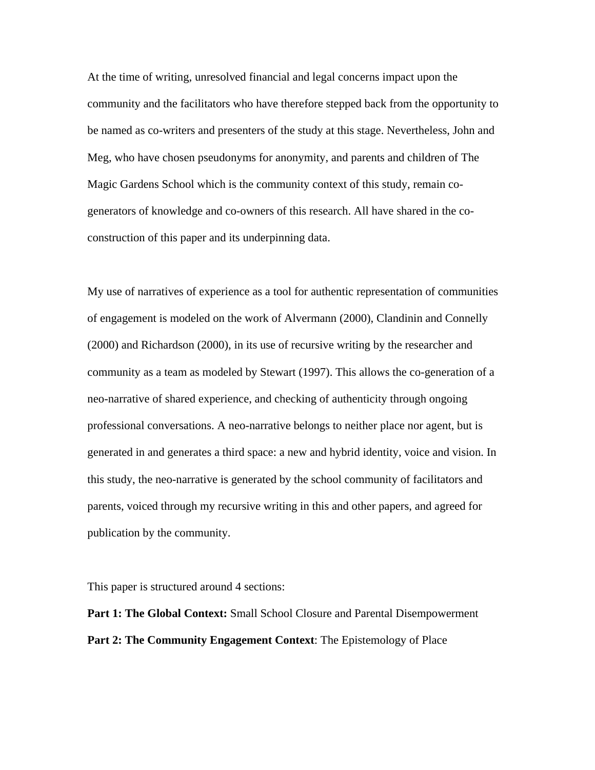At the time of writing, unresolved financial and legal concerns impact upon the community and the facilitators who have therefore stepped back from the opportunity to be named as co-writers and presenters of the study at this stage. Nevertheless, John and Meg, who have chosen pseudonyms for anonymity, and parents and children of The Magic Gardens School which is the community context of this study, remain co-generators of knowledge and co-owners of this research. All have shared in the co-construction of this paper and its underpinning data.

My use of narratives of experience as a tool for authentic representation of communities of engagement is modeled on the work of Alvermann (2000), Clandinin and Connelly (2000) and Richardson (2000), in its use of recursive writing by the researcher and community as a team as modeled by Stewart (1997). This allows the co-generation of a neo-narrative of shared experience, and checking of authenticity through ongoing professional conversations. A neo-narrative belongs to neither place nor agent, but is generated in and generates a third space: a new and hybrid identity, voice and vision. In this study, the neo-narrative is generated by the school community of facilitators and parents, voiced through my recursive writing in this and other papers, and agreed for publication by the community.

This paper is structured around 4 sections:

**Part 1: The Global Context:** Small School Closure and Parental Disempowerment

**Part 2: The Community Engagement Context**: The Epistemology of Place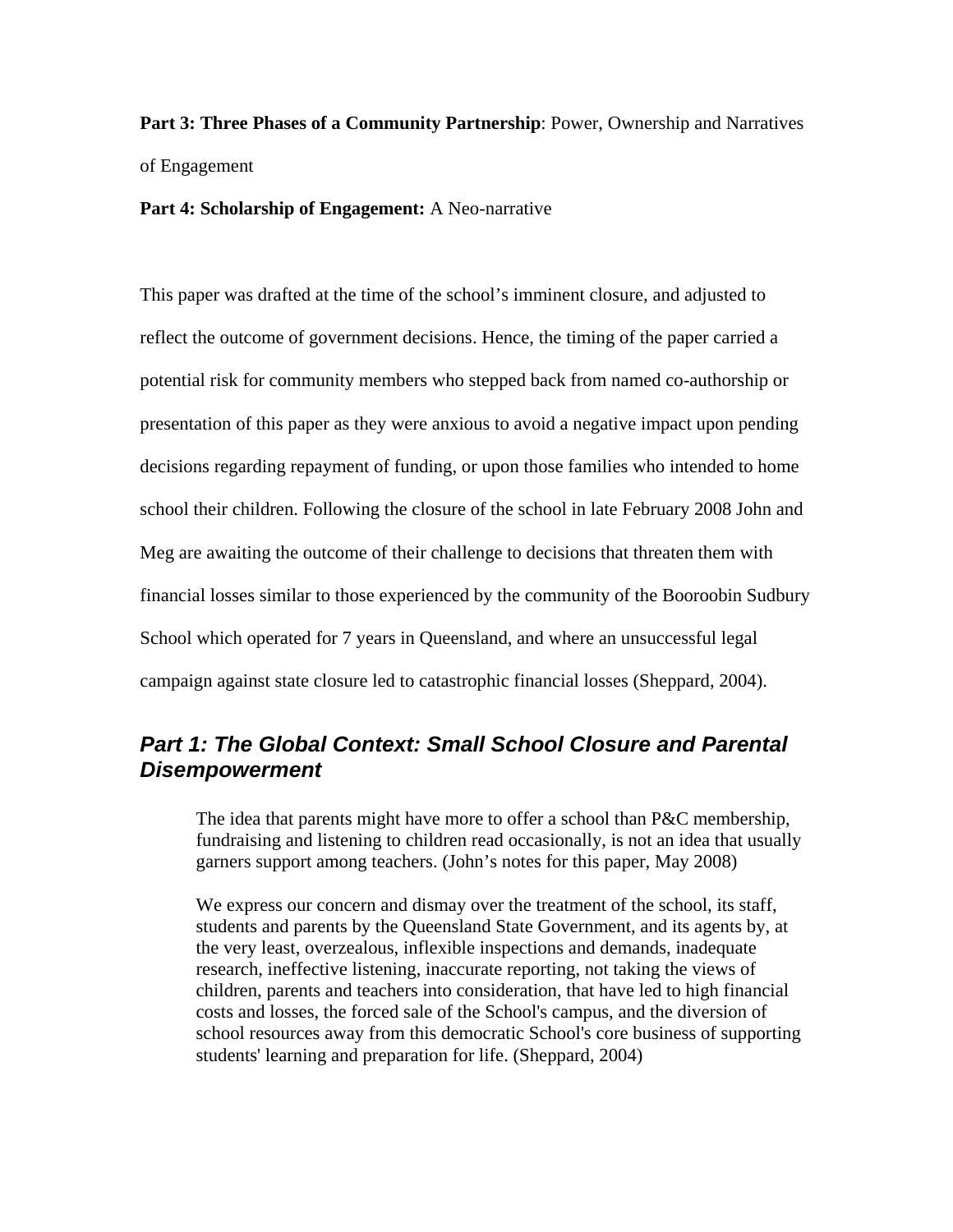**Part 3: Three Phases of a Community Partnership**: Power, Ownership and Narratives of Engagement

**Part 4: Scholarship of Engagement:** A Neo-narrative

This paper was drafted at the time of the school's imminent closure, and adjusted to reflect the outcome of government decisions. Hence, the timing of the paper carried a potential risk for community members who stepped back from named co-authorship or presentation of this paper as they were anxious to avoid a negative impact upon pending decisions regarding repayment of funding, or upon those families who intended to home school their children. Following the closure of the school in late February 2008 John and Meg are awaiting the outcome of their challenge to decisions that threaten them with financial losses similar to those experienced by the community of the Booroobin Sudbury School which operated for 7 years in Queensland, and where an unsuccessful legal campaign against state closure led to catastrophic financial losses (Sheppard, 2004).

## *Part 1: The Global Context: Small School Closure and Parental Disempowerment*

> The idea that parents might have more to offer a school than P&C membership, fundraising and listening to children read occasionally, is not an idea that usually garners support among teachers. (John's notes for this paper, May 2008)

> We express our concern and dismay over the treatment of the school, its staff, students and parents by the Queensland State Government, and its agents by, at the very least, overzealous, inflexible inspections and demands, inadequate research, ineffective listening, inaccurate reporting, not taking the views of children, parents and teachers into consideration, that have led to high financial costs and losses, the forced sale of the School's campus, and the diversion of school resources away from this democratic School's core business of supporting students' learning and preparation for life. (Sheppard, 2004)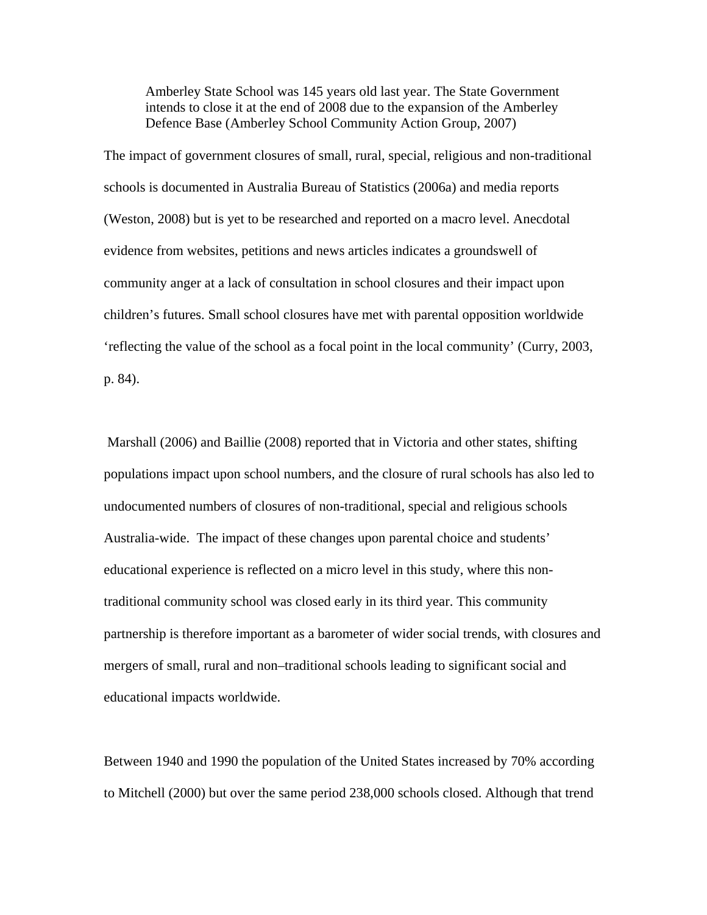> Amberley State School was 145 years old last year. The State Government intends to close it at the end of 2008 due to the expansion of the Amberley Defence Base (Amberley School Community Action Group, 2007)

The impact of government closures of small, rural, special, religious and non-traditional schools is documented in Australia Bureau of Statistics (2006a) and media reports (Weston, 2008) but is yet to be researched and reported on a macro level. Anecdotal evidence from websites, petitions and news articles indicates a groundswell of community anger at a lack of consultation in school closures and their impact upon children's futures. Small school closures have met with parental opposition worldwide 'reflecting the value of the school as a focal point in the local community' (Curry, 2003, p. 84).

Marshall (2006) and Baillie (2008) reported that in Victoria and other states, shifting populations impact upon school numbers, and the closure of rural schools has also led to undocumented numbers of closures of non-traditional, special and religious schools Australia-wide. The impact of these changes upon parental choice and students' educational experience is reflected on a micro level in this study, where this non-traditional community school was closed early in its third year. This community partnership is therefore important as a barometer of wider social trends, with closures and mergers of small, rural and non–traditional schools leading to significant social and educational impacts worldwide.

Between 1940 and 1990 the population of the United States increased by 70% according to Mitchell (2000) but over the same period 238,000 schools closed. Although that trend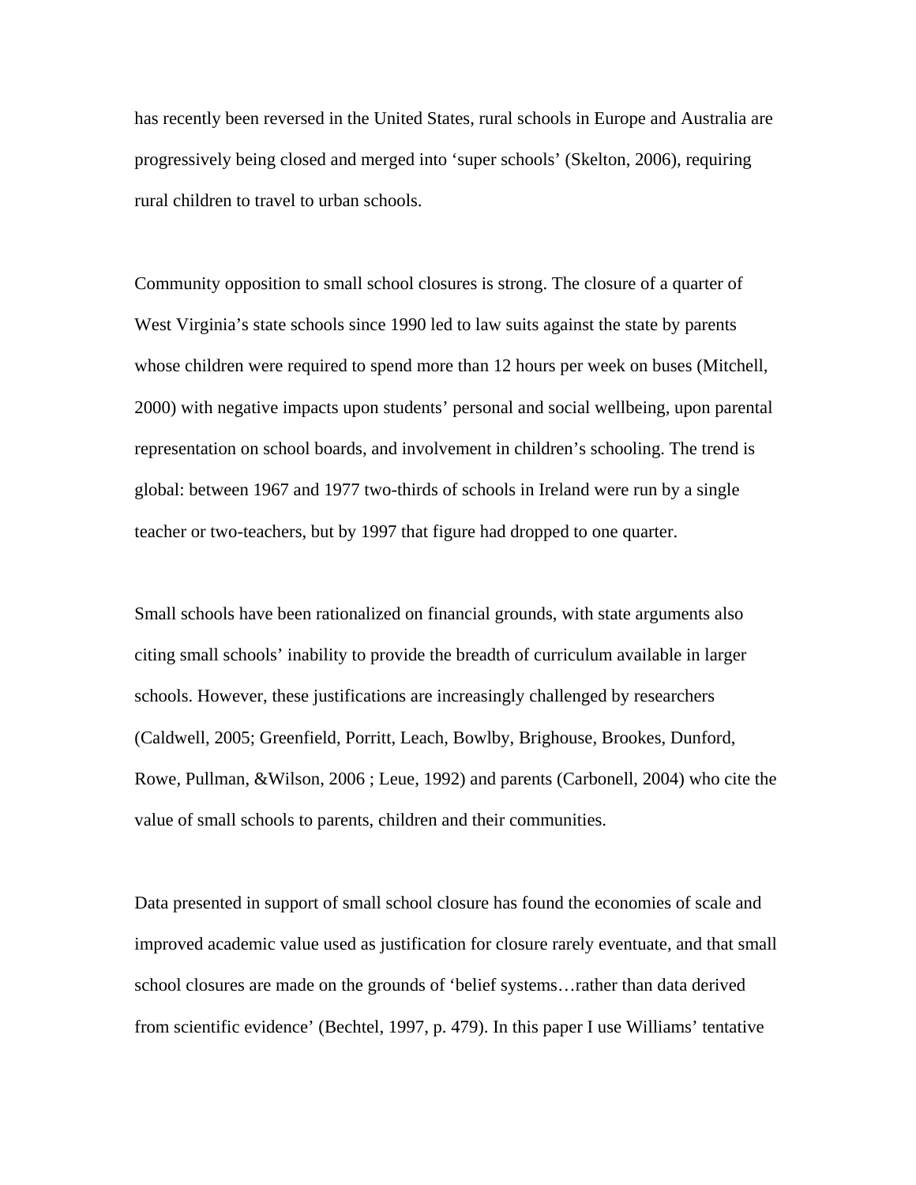has recently been reversed in the United States, rural schools in Europe and Australia are progressively being closed and merged into 'super schools' (Skelton, 2006), requiring rural children to travel to urban schools.

Community opposition to small school closures is strong. The closure of a quarter of West Virginia's state schools since 1990 led to law suits against the state by parents whose children were required to spend more than 12 hours per week on buses (Mitchell, 2000) with negative impacts upon students' personal and social wellbeing, upon parental representation on school boards, and involvement in children's schooling. The trend is global: between 1967 and 1977 two-thirds of schools in Ireland were run by a single teacher or two-teachers, but by 1997 that figure had dropped to one quarter.

Small schools have been rationalized on financial grounds, with state arguments also citing small schools' inability to provide the breadth of curriculum available in larger schools. However, these justifications are increasingly challenged by researchers (Caldwell, 2005; Greenfield, Porritt, Leach, Bowlby, Brighouse, Brookes, Dunford, Rowe, Pullman, &Wilson, 2006 ; Leue, 1992) and parents (Carbonell, 2004) who cite the value of small schools to parents, children and their communities.

Data presented in support of small school closure has found the economies of scale and improved academic value used as justification for closure rarely eventuate, and that small school closures are made on the grounds of 'belief systems…rather than data derived from scientific evidence' (Bechtel, 1997, p. 479). In this paper I use Williams' tentative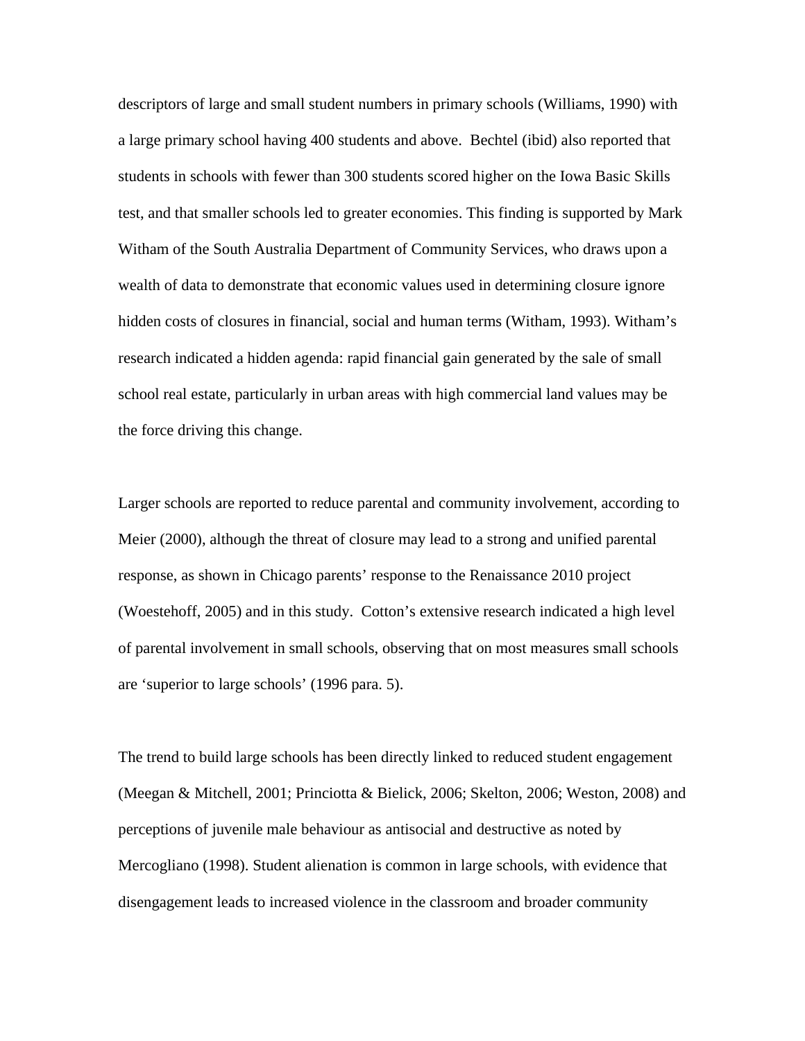descriptors of large and small student numbers in primary schools (Williams, 1990) with a large primary school having 400 students and above. Bechtel (ibid) also reported that students in schools with fewer than 300 students scored higher on the Iowa Basic Skills test, and that smaller schools led to greater economies. This finding is supported by Mark Witham of the South Australia Department of Community Services, who draws upon a wealth of data to demonstrate that economic values used in determining closure ignore hidden costs of closures in financial, social and human terms (Witham, 1993). Witham's research indicated a hidden agenda: rapid financial gain generated by the sale of small school real estate, particularly in urban areas with high commercial land values may be the force driving this change.

Larger schools are reported to reduce parental and community involvement, according to Meier (2000), although the threat of closure may lead to a strong and unified parental response, as shown in Chicago parents' response to the Renaissance 2010 project (Woestehoff, 2005) and in this study. Cotton's extensive research indicated a high level of parental involvement in small schools, observing that on most measures small schools are 'superior to large schools' (1996 para. 5).

The trend to build large schools has been directly linked to reduced student engagement (Meegan & Mitchell, 2001; Princiotta & Bielick, 2006; Skelton, 2006; Weston, 2008) and perceptions of juvenile male behaviour as antisocial and destructive as noted by Mercogliano (1998). Student alienation is common in large schools, with evidence that disengagement leads to increased violence in the classroom and broader community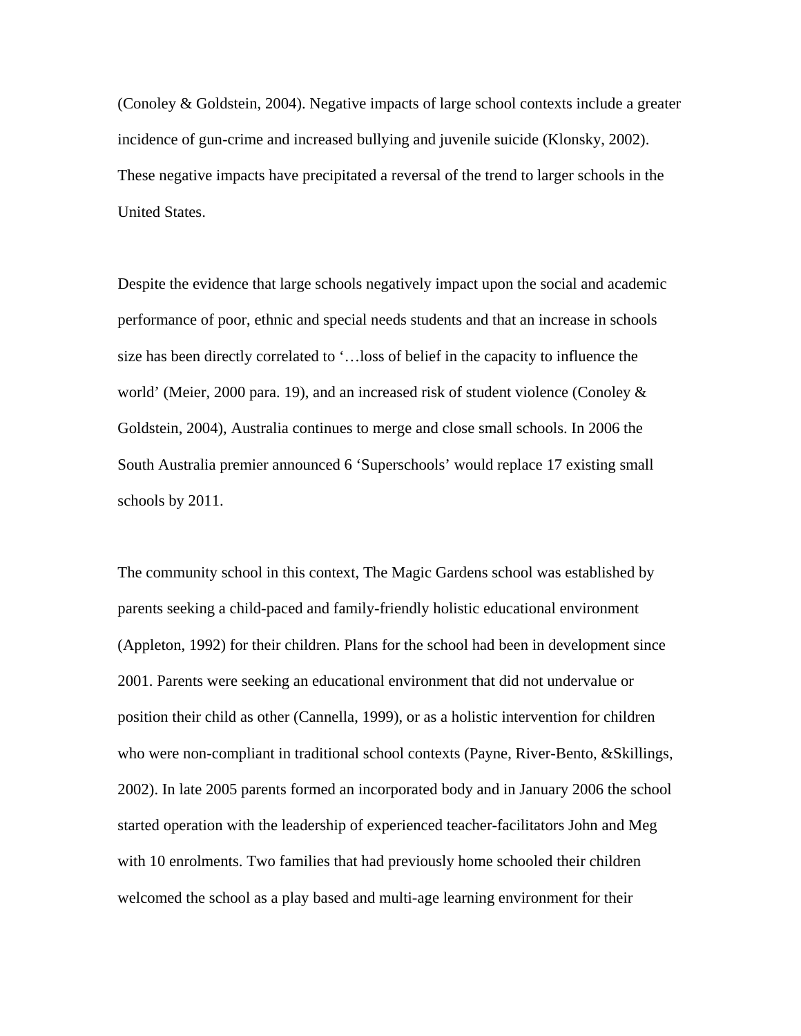(Conoley & Goldstein, 2004). Negative impacts of large school contexts include a greater incidence of gun-crime and increased bullying and juvenile suicide (Klonsky, 2002). These negative impacts have precipitated a reversal of the trend to larger schools in the United States.

Despite the evidence that large schools negatively impact upon the social and academic performance of poor, ethnic and special needs students and that an increase in schools size has been directly correlated to '…loss of belief in the capacity to influence the world' (Meier, 2000 para. 19), and an increased risk of student violence (Conoley & Goldstein, 2004), Australia continues to merge and close small schools. In 2006 the South Australia premier announced 6 'Superschools' would replace 17 existing small schools by 2011.

The community school in this context, The Magic Gardens school was established by parents seeking a child-paced and family-friendly holistic educational environment (Appleton, 1992) for their children. Plans for the school had been in development since 2001. Parents were seeking an educational environment that did not undervalue or position their child as other (Cannella, 1999), or as a holistic intervention for children who were non-compliant in traditional school contexts (Payne, River-Bento, &Skillings, 2002). In late 2005 parents formed an incorporated body and in January 2006 the school started operation with the leadership of experienced teacher-facilitators John and Meg with 10 enrolments. Two families that had previously home schooled their children welcomed the school as a play based and multi-age learning environment for their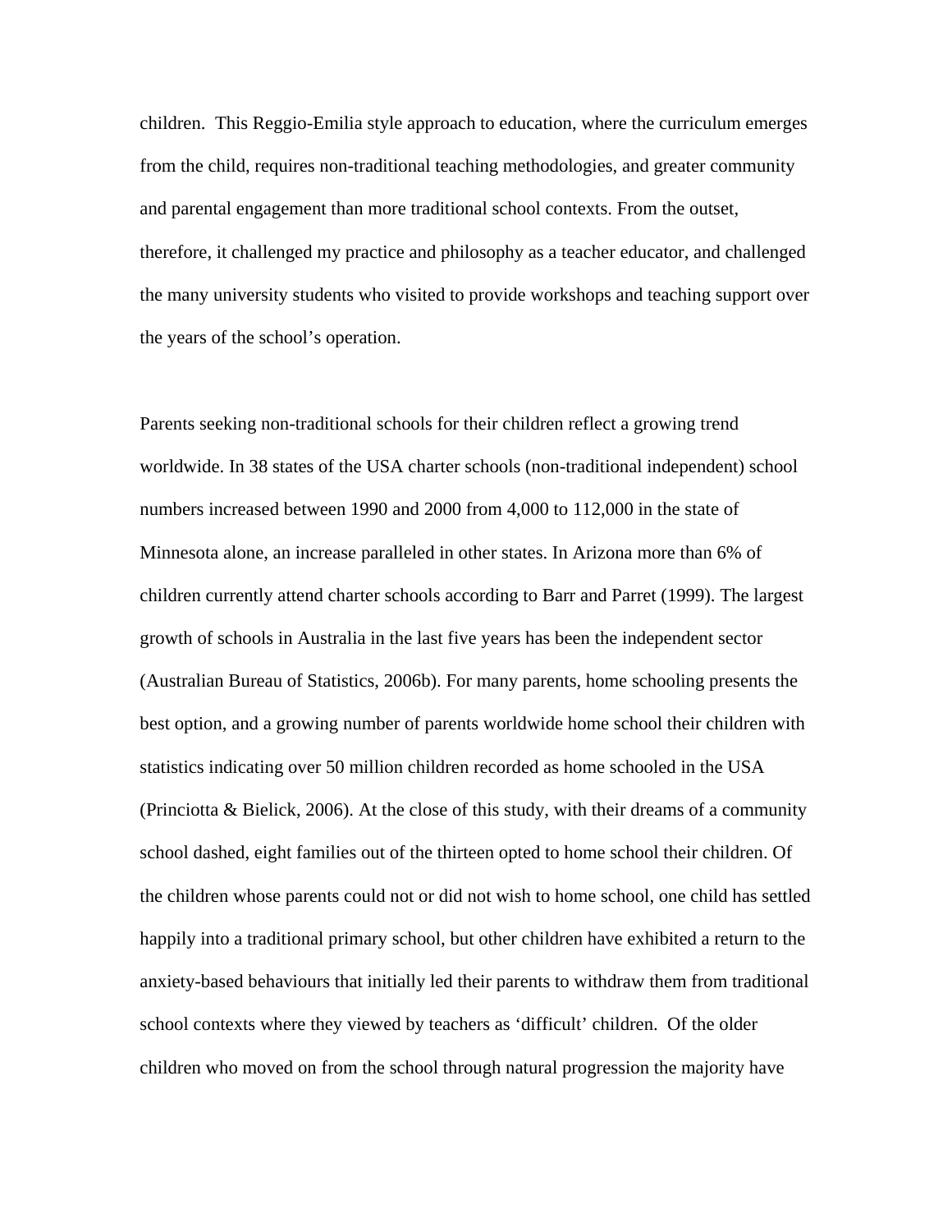children. This Reggio-Emilia style approach to education, where the curriculum emerges from the child, requires non-traditional teaching methodologies, and greater community and parental engagement than more traditional school contexts. From the outset, therefore, it challenged my practice and philosophy as a teacher educator, and challenged the many university students who visited to provide workshops and teaching support over the years of the school's operation.

Parents seeking non-traditional schools for their children reflect a growing trend worldwide. In 38 states of the USA charter schools (non-traditional independent) school numbers increased between 1990 and 2000 from 4,000 to 112,000 in the state of Minnesota alone, an increase paralleled in other states. In Arizona more than 6% of children currently attend charter schools according to Barr and Parret (1999). The largest growth of schools in Australia in the last five years has been the independent sector (Australian Bureau of Statistics, 2006b). For many parents, home schooling presents the best option, and a growing number of parents worldwide home school their children with statistics indicating over 50 million children recorded as home schooled in the USA (Princiotta & Bielick, 2006). At the close of this study, with their dreams of a community school dashed, eight families out of the thirteen opted to home school their children. Of the children whose parents could not or did not wish to home school, one child has settled happily into a traditional primary school, but other children have exhibited a return to the anxiety-based behaviours that initially led their parents to withdraw them from traditional school contexts where they viewed by teachers as 'difficult' children. Of the older children who moved on from the school through natural progression the majority have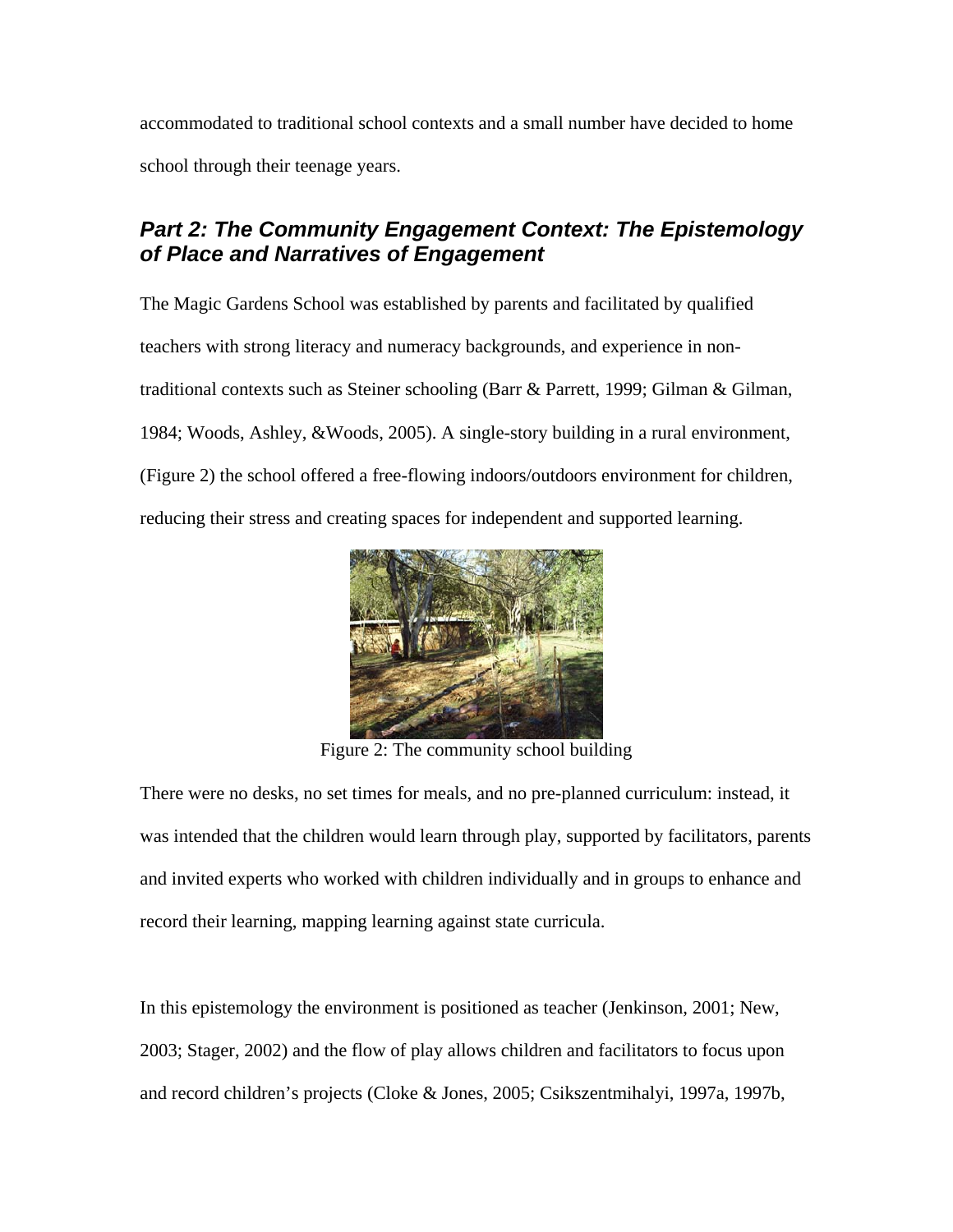accommodated to traditional school contexts and a small number have decided to home school through their teenage years.

## *Part 2: The Community Engagement Context: The Epistemology of Place and Narratives of Engagement*

The Magic Gardens School was established by parents and facilitated by qualified teachers with strong literacy and numeracy backgrounds, and experience in non-traditional contexts such as Steiner schooling (Barr & Parrett, 1999; Gilman & Gilman, 1984; Woods, Ashley, &Woods, 2005). A single-story building in a rural environment, (Figure 2) the school offered a free-flowing indoors/outdoors environment for children, reducing their stress and creating spaces for independent and supported learning.

Figure 2: The community school building

There were no desks, no set times for meals, and no pre-planned curriculum: instead, it was intended that the children would learn through play, supported by facilitators, parents and invited experts who worked with children individually and in groups to enhance and record their learning, mapping learning against state curricula.

In this epistemology the environment is positioned as teacher (Jenkinson, 2001; New, 2003; Stager, 2002) and the flow of play allows children and facilitators to focus upon and record children's projects (Cloke & Jones, 2005; Csikszentmihalyi, 1997a, 1997b,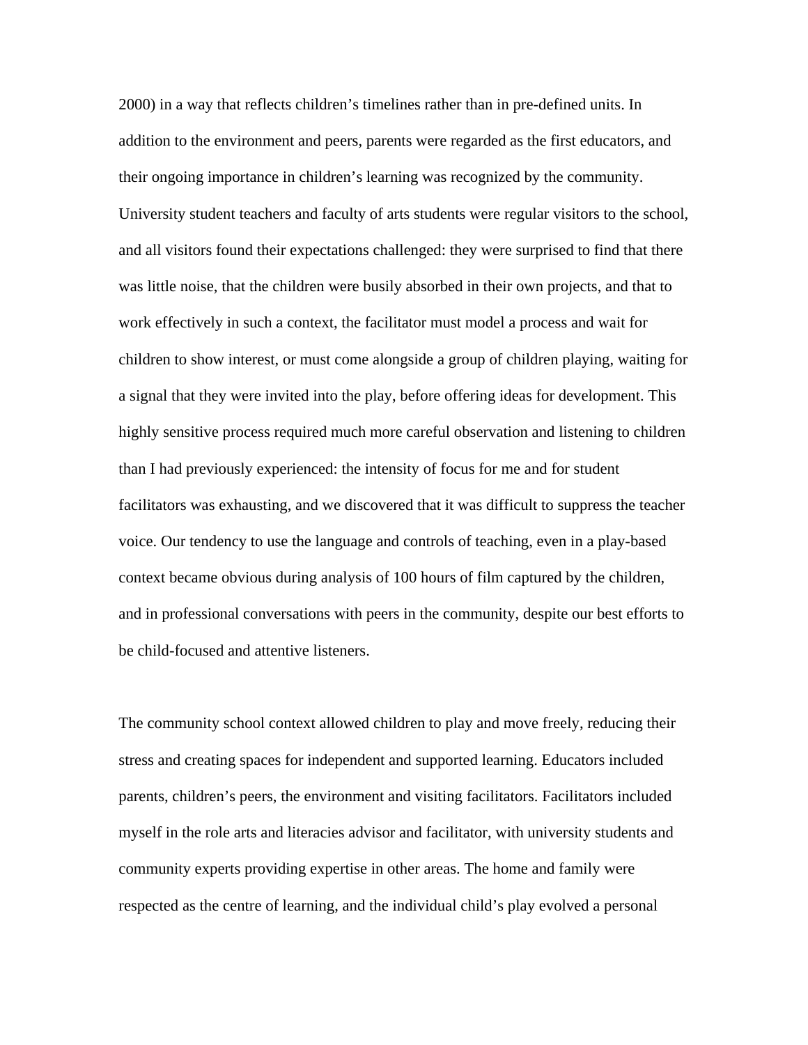2000) in a way that reflects children's timelines rather than in pre-defined units. In addition to the environment and peers, parents were regarded as the first educators, and their ongoing importance in children's learning was recognized by the community. University student teachers and faculty of arts students were regular visitors to the school, and all visitors found their expectations challenged: they were surprised to find that there was little noise, that the children were busily absorbed in their own projects, and that to work effectively in such a context, the facilitator must model a process and wait for children to show interest, or must come alongside a group of children playing, waiting for a signal that they were invited into the play, before offering ideas for development. This highly sensitive process required much more careful observation and listening to children than I had previously experienced: the intensity of focus for me and for student facilitators was exhausting, and we discovered that it was difficult to suppress the teacher voice. Our tendency to use the language and controls of teaching, even in a play-based context became obvious during analysis of 100 hours of film captured by the children, and in professional conversations with peers in the community, despite our best efforts to be child-focused and attentive listeners.

The community school context allowed children to play and move freely, reducing their stress and creating spaces for independent and supported learning. Educators included parents, children's peers, the environment and visiting facilitators. Facilitators included myself in the role arts and literacies advisor and facilitator, with university students and community experts providing expertise in other areas. The home and family were respected as the centre of learning, and the individual child's play evolved a personal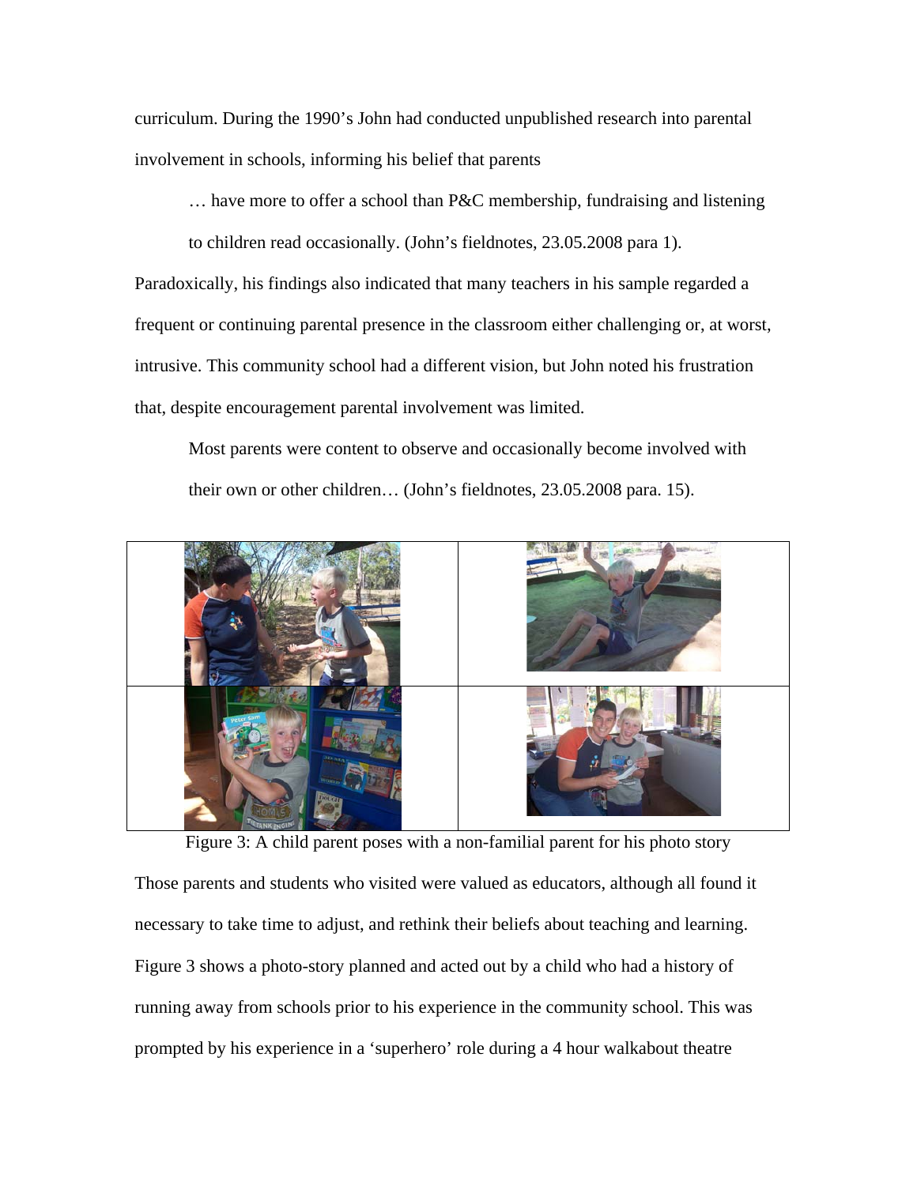curriculum. During the 1990's John had conducted unpublished research into parental involvement in schools, informing his belief that parents

> … have more to offer a school than P&C membership, fundraising and listening to children read occasionally. (John's fieldnotes, 23.05.2008 para 1).

Paradoxically, his findings also indicated that many teachers in his sample regarded a frequent or continuing parental presence in the classroom either challenging or, at worst, intrusive. This community school had a different vision, but John noted his frustration that, despite encouragement parental involvement was limited.

> Most parents were content to observe and occasionally become involved with their own or other children… (John's fieldnotes, 23.05.2008 para. 15).

Figure 3: A child parent poses with a non-familial parent for his photo story

Those parents and students who visited were valued as educators, although all found it necessary to take time to adjust, and rethink their beliefs about teaching and learning. Figure 3 shows a photo-story planned and acted out by a child who had a history of running away from schools prior to his experience in the community school. This was prompted by his experience in a 'superhero' role during a 4 hour walkabout theatre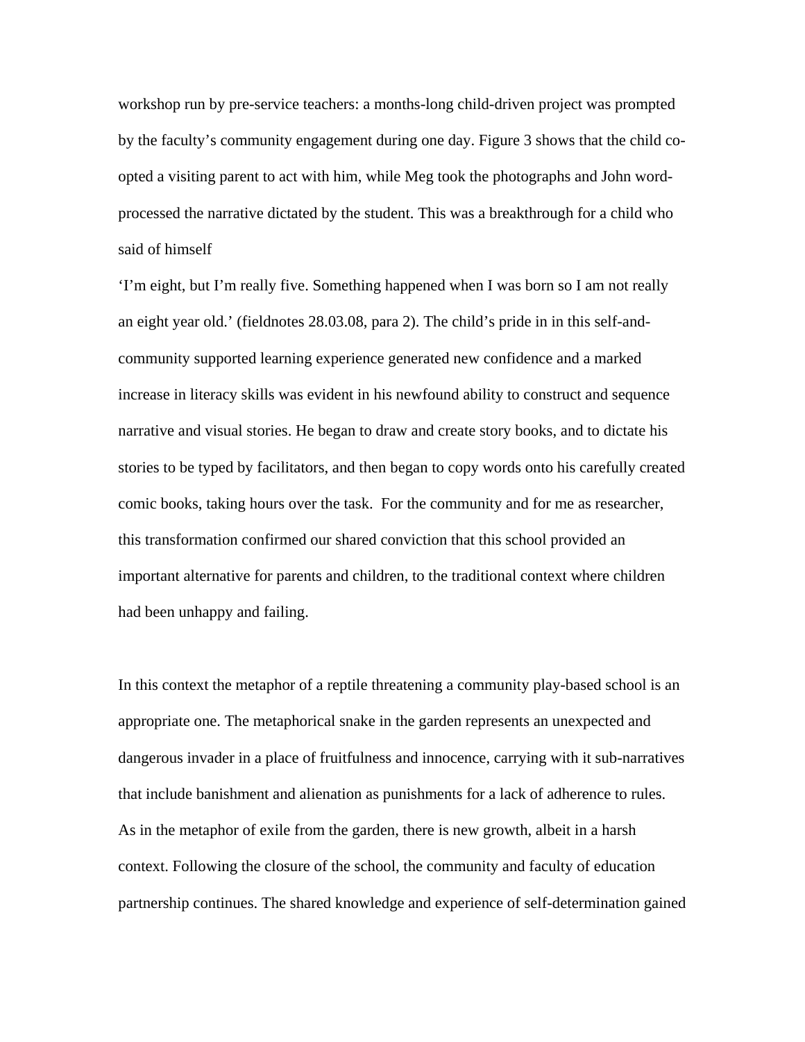workshop run by pre-service teachers: a months-long child-driven project was prompted by the faculty's community engagement during one day. Figure 3 shows that the child co-opted a visiting parent to act with him, while Meg took the photographs and John word-processed the narrative dictated by the student. This was a breakthrough for a child who said of himself

'I'm eight, but I'm really five. Something happened when I was born so I am not really an eight year old.' (fieldnotes 28.03.08, para 2). The child's pride in in this self-and-community supported learning experience generated new confidence and a marked increase in literacy skills was evident in his newfound ability to construct and sequence narrative and visual stories. He began to draw and create story books, and to dictate his stories to be typed by facilitators, and then began to copy words onto his carefully created comic books, taking hours over the task. For the community and for me as researcher, this transformation confirmed our shared conviction that this school provided an important alternative for parents and children, to the traditional context where children had been unhappy and failing.

In this context the metaphor of a reptile threatening a community play-based school is an appropriate one. The metaphorical snake in the garden represents an unexpected and dangerous invader in a place of fruitfulness and innocence, carrying with it sub-narratives that include banishment and alienation as punishments for a lack of adherence to rules. As in the metaphor of exile from the garden, there is new growth, albeit in a harsh context. Following the closure of the school, the community and faculty of education partnership continues. The shared knowledge and experience of self-determination gained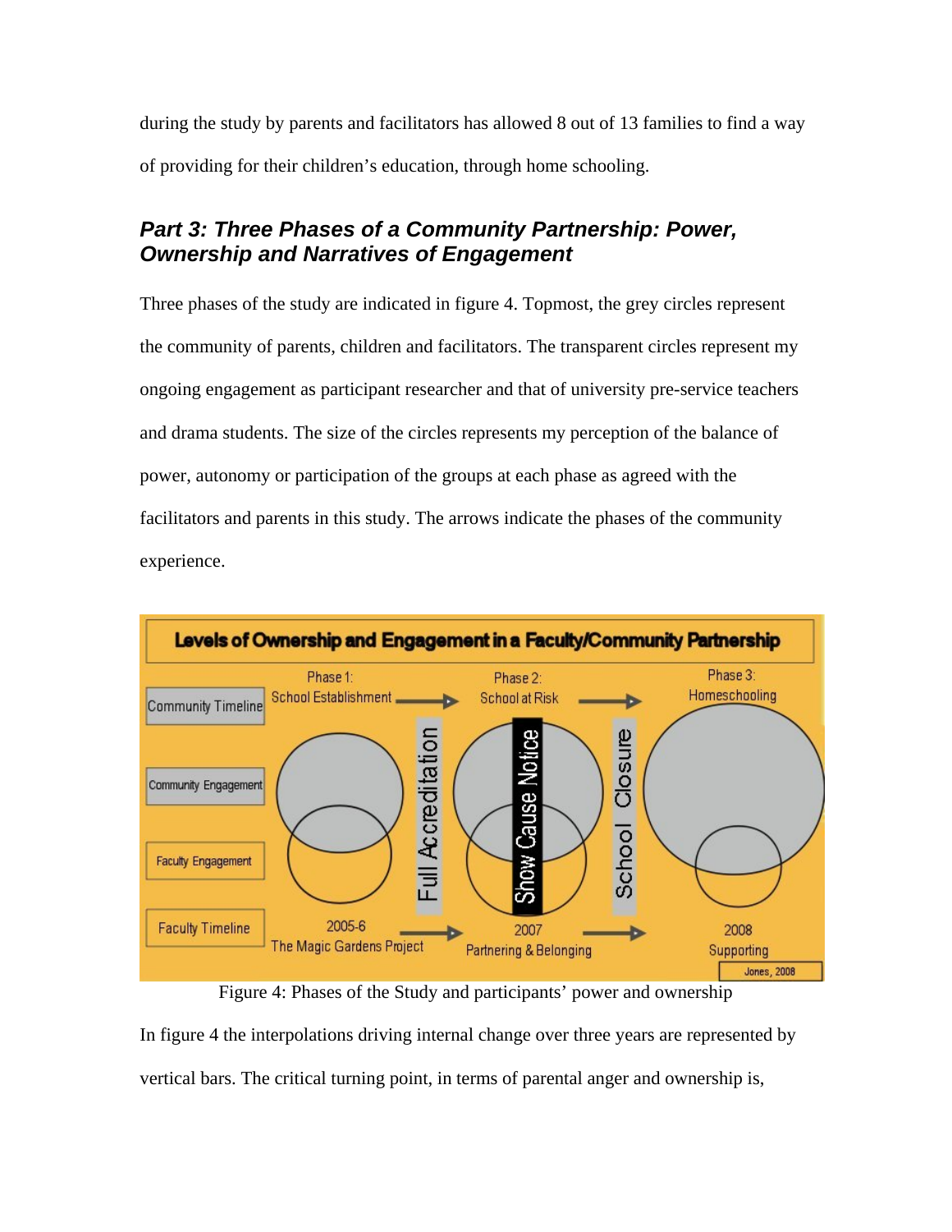during the study by parents and facilitators has allowed 8 out of 13 families to find a way of providing for their children's education, through home schooling.

### *Part 3: Three Phases of a Community Partnership: Power, Ownership and Narratives of Engagement*

Three phases of the study are indicated in figure 4. Topmost, the grey circles represent the community of parents, children and facilitators. The transparent circles represent my ongoing engagement as participant researcher and that of university pre-service teachers and drama students. The size of the circles represents my perception of the balance of power, autonomy or participation of the groups at each phase as agreed with the facilitators and parents in this study. The arrows indicate the phases of the community experience.

Figure 4: Phases of the Study and participants' power and ownership

In figure 4 the interpolations driving internal change over three years are represented by vertical bars. The critical turning point, in terms of parental anger and ownership is,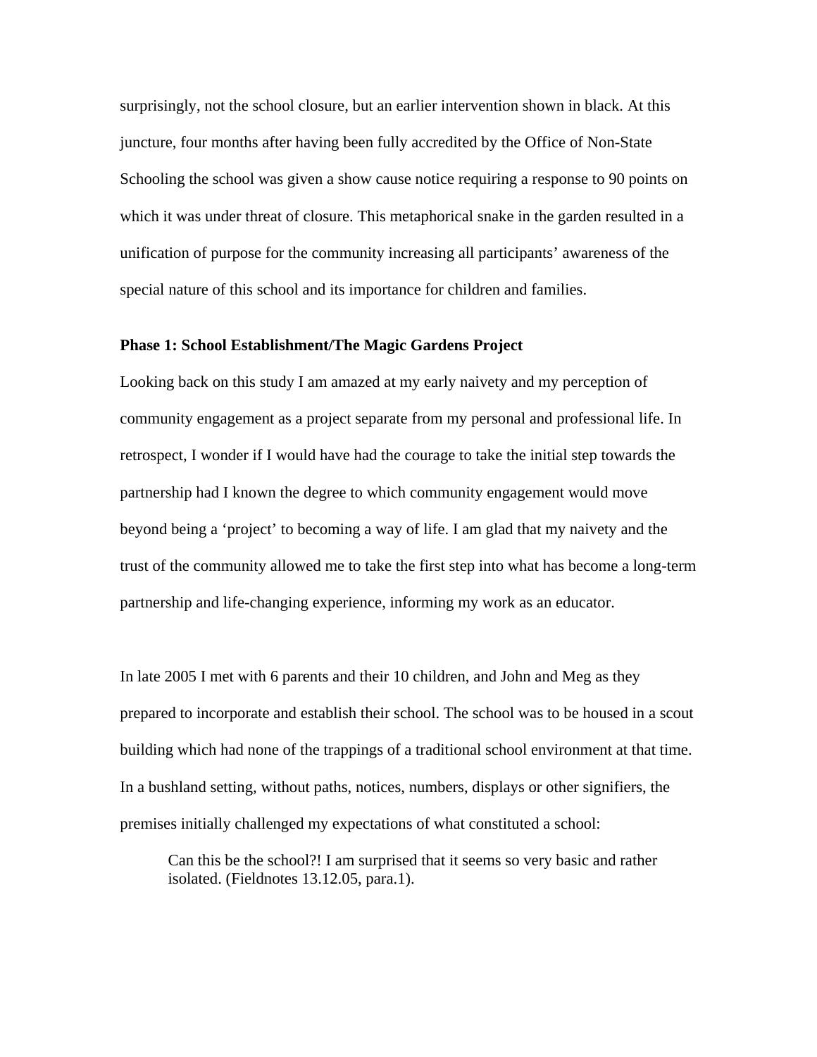surprisingly, not the school closure, but an earlier intervention shown in black. At this juncture, four months after having been fully accredited by the Office of Non-State Schooling the school was given a show cause notice requiring a response to 90 points on which it was under threat of closure. This metaphorical snake in the garden resulted in a unification of purpose for the community increasing all participants' awareness of the special nature of this school and its importance for children and families.

**Phase 1: School Establishment/The Magic Gardens Project**

Looking back on this study I am amazed at my early naivety and my perception of community engagement as a project separate from my personal and professional life. In retrospect, I wonder if I would have had the courage to take the initial step towards the partnership had I known the degree to which community engagement would move beyond being a 'project' to becoming a way of life. I am glad that my naivety and the trust of the community allowed me to take the first step into what has become a long-term partnership and life-changing experience, informing my work as an educator.

In late 2005 I met with 6 parents and their 10 children, and John and Meg as they prepared to incorporate and establish their school. The school was to be housed in a scout building which had none of the trappings of a traditional school environment at that time. In a bushland setting, without paths, notices, numbers, displays or other signifiers, the premises initially challenged my expectations of what constituted a school:

> Can this be the school?! I am surprised that it seems so very basic and rather isolated. (Fieldnotes 13.12.05, para.1).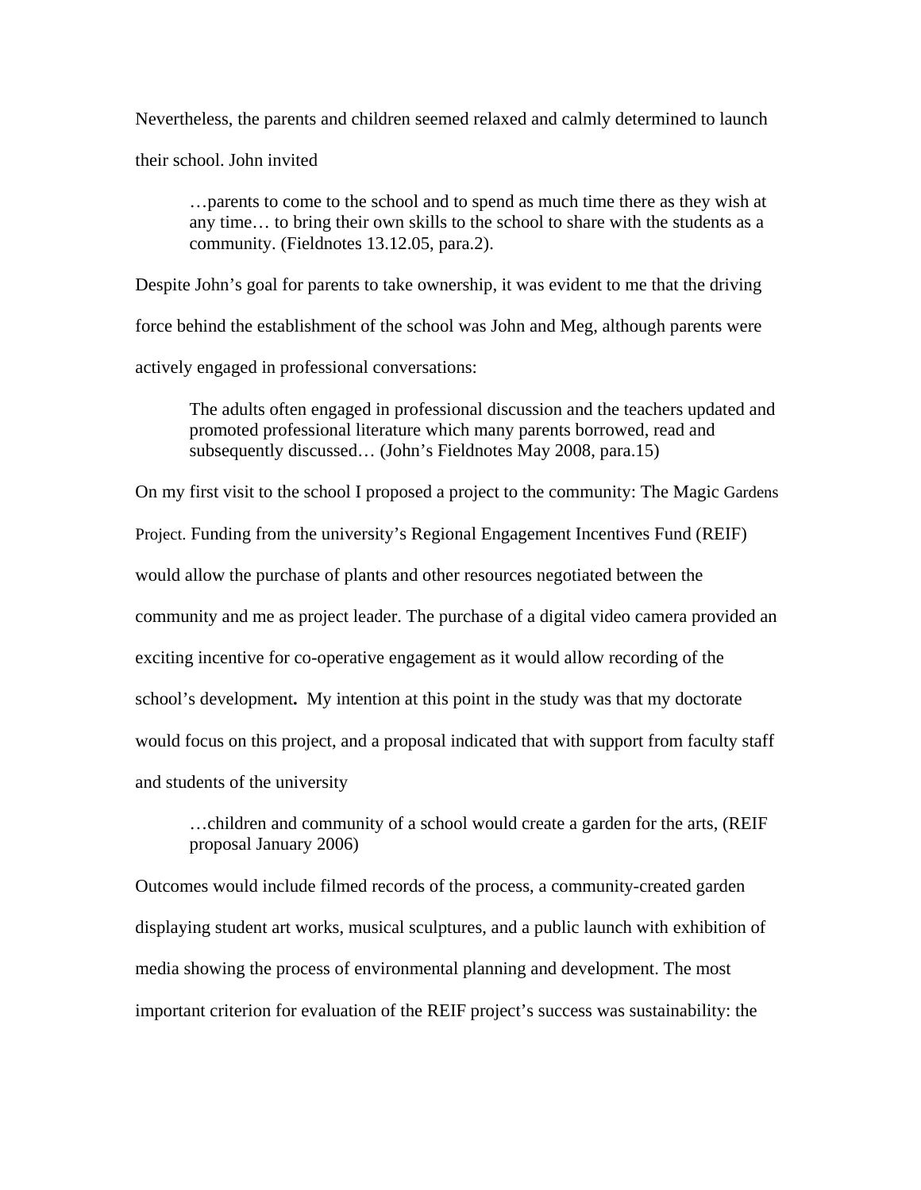Nevertheless, the parents and children seemed relaxed and calmly determined to launch their school. John invited

> …parents to come to the school and to spend as much time there as they wish at any time… to bring their own skills to the school to share with the students as a community. (Fieldnotes 13.12.05, para.2).

Despite John's goal for parents to take ownership, it was evident to me that the driving force behind the establishment of the school was John and Meg, although parents were actively engaged in professional conversations:

> The adults often engaged in professional discussion and the teachers updated and promoted professional literature which many parents borrowed, read and subsequently discussed… (John's Fieldnotes May 2008, para.15)

On my first visit to the school I proposed a project to the community: The Magic Gardens Project. Funding from the university's Regional Engagement Incentives Fund (REIF) would allow the purchase of plants and other resources negotiated between the community and me as project leader. The purchase of a digital video camera provided an exciting incentive for co-operative engagement as it would allow recording of the school's development**.** My intention at this point in the study was that my doctorate would focus on this project, and a proposal indicated that with support from faculty staff and students of the university

> …children and community of a school would create a garden for the arts, (REIF proposal January 2006)

Outcomes would include filmed records of the process, a community-created garden displaying student art works, musical sculptures, and a public launch with exhibition of media showing the process of environmental planning and development. The most important criterion for evaluation of the REIF project's success was sustainability: the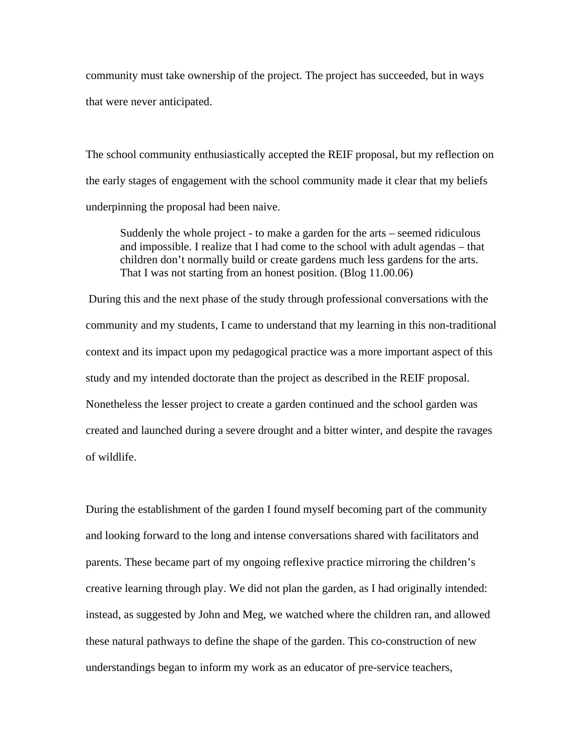community must take ownership of the project. The project has succeeded, but in ways that were never anticipated.

The school community enthusiastically accepted the REIF proposal, but my reflection on the early stages of engagement with the school community made it clear that my beliefs underpinning the proposal had been naive.

> Suddenly the whole project - to make a garden for the arts – seemed ridiculous and impossible. I realize that I had come to the school with adult agendas – that children don't normally build or create gardens much less gardens for the arts. That I was not starting from an honest position. (Blog 11.00.06)

During this and the next phase of the study through professional conversations with the community and my students, I came to understand that my learning in this non-traditional context and its impact upon my pedagogical practice was a more important aspect of this study and my intended doctorate than the project as described in the REIF proposal. Nonetheless the lesser project to create a garden continued and the school garden was created and launched during a severe drought and a bitter winter, and despite the ravages of wildlife.

During the establishment of the garden I found myself becoming part of the community and looking forward to the long and intense conversations shared with facilitators and parents. These became part of my ongoing reflexive practice mirroring the children's creative learning through play. We did not plan the garden, as I had originally intended: instead, as suggested by John and Meg, we watched where the children ran, and allowed these natural pathways to define the shape of the garden. This co-construction of new understandings began to inform my work as an educator of pre-service teachers,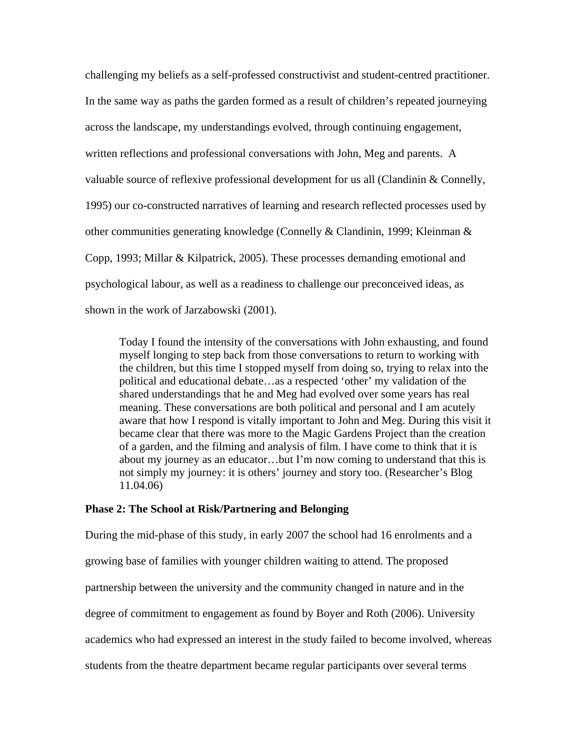challenging my beliefs as a self-professed constructivist and student-centred practitioner. In the same way as paths the garden formed as a result of children's repeated journeying across the landscape, my understandings evolved, through continuing engagement, written reflections and professional conversations with John, Meg and parents.  A valuable source of reflexive professional development for us all (Clandinin & Connelly, 1995) our co-constructed narratives of learning and research reflected processes used by other communities generating knowledge (Connelly & Clandinin, 1999; Kleinman & Copp, 1993; Millar & Kilpatrick, 2005). These processes demanding emotional and psychological labour, as well as a readiness to challenge our preconceived ideas, as shown in the work of Jarzabowski (2001).

> Today I found the intensity of the conversations with John exhausting, and found myself longing to step back from those conversations to return to working with the children, but this time I stopped myself from doing so, trying to relax into the political and educational debate…as a respected 'other' my validation of the shared understandings that he and Meg had evolved over some years has real meaning. These conversations are both political and personal and I am acutely aware that how I respond is vitally important to John and Meg. During this visit it became clear that there was more to the Magic Gardens Project than the creation of a garden, and the filming and analysis of film. I have come to think that it is about my journey as an educator…but I'm now coming to understand that this is not simply my journey: it is others' journey and story too. (Researcher's Blog 11.04.06)

**Phase 2: The School at Risk/Partnering and Belonging**

During the mid-phase of this study, in early 2007 the school had 16 enrolments and a growing base of families with younger children waiting to attend. The proposed partnership between the university and the community changed in nature and in the degree of commitment to engagement as found by Boyer and Roth (2006). University academics who had expressed an interest in the study failed to become involved, whereas students from the theatre department became regular participants over several terms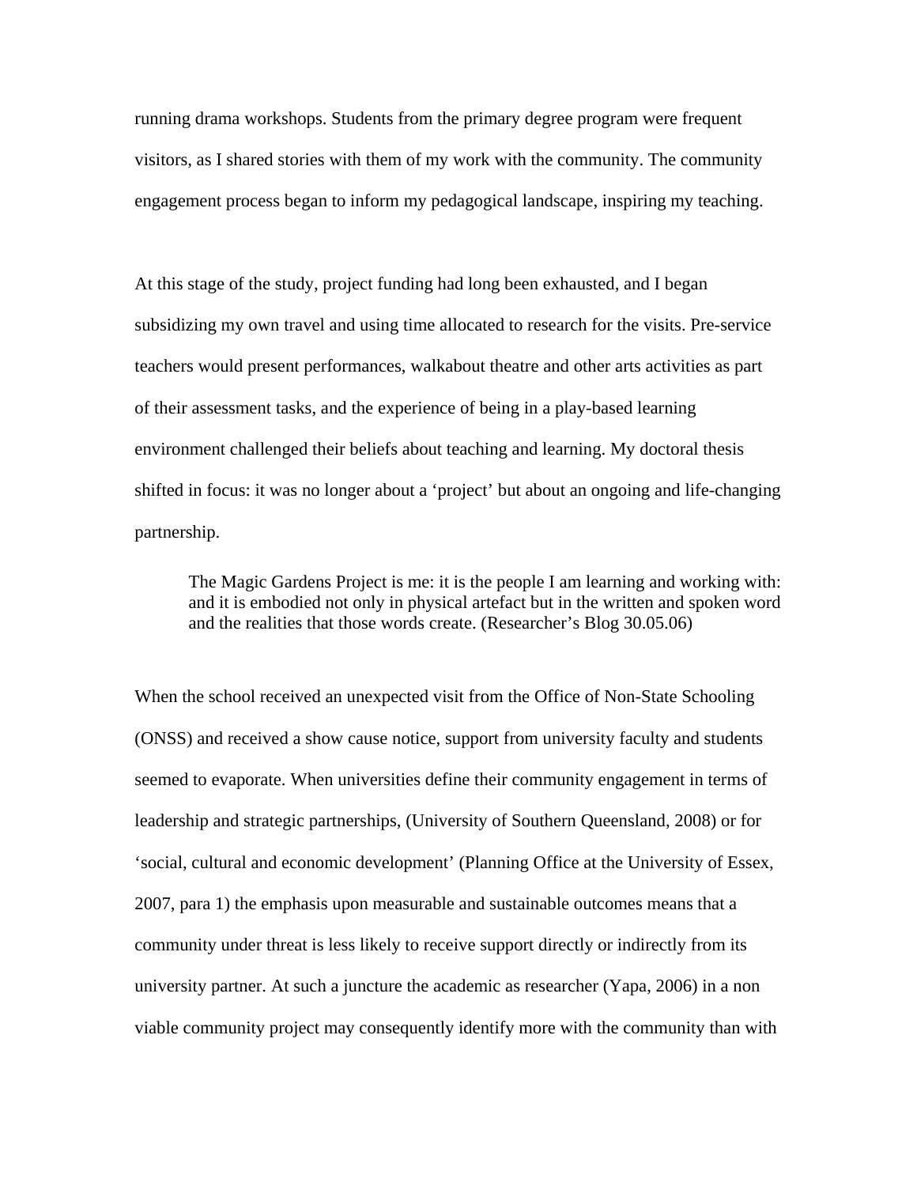running drama workshops. Students from the primary degree program were frequent visitors, as I shared stories with them of my work with the community. The community engagement process began to inform my pedagogical landscape, inspiring my teaching.

At this stage of the study, project funding had long been exhausted, and I began subsidizing my own travel and using time allocated to research for the visits. Pre-service teachers would present performances, walkabout theatre and other arts activities as part of their assessment tasks, and the experience of being in a play-based learning environment challenged their beliefs about teaching and learning. My doctoral thesis shifted in focus: it was no longer about a 'project' but about an ongoing and life-changing partnership.

> The Magic Gardens Project is me: it is the people I am learning and working with: and it is embodied not only in physical artefact but in the written and spoken word and the realities that those words create. (Researcher's Blog 30.05.06)

When the school received an unexpected visit from the Office of Non-State Schooling (ONSS) and received a show cause notice, support from university faculty and students seemed to evaporate. When universities define their community engagement in terms of leadership and strategic partnerships, (University of Southern Queensland, 2008) or for 'social, cultural and economic development' (Planning Office at the University of Essex, 2007, para 1) the emphasis upon measurable and sustainable outcomes means that a community under threat is less likely to receive support directly or indirectly from its university partner. At such a juncture the academic as researcher (Yapa, 2006) in a non viable community project may consequently identify more with the community than with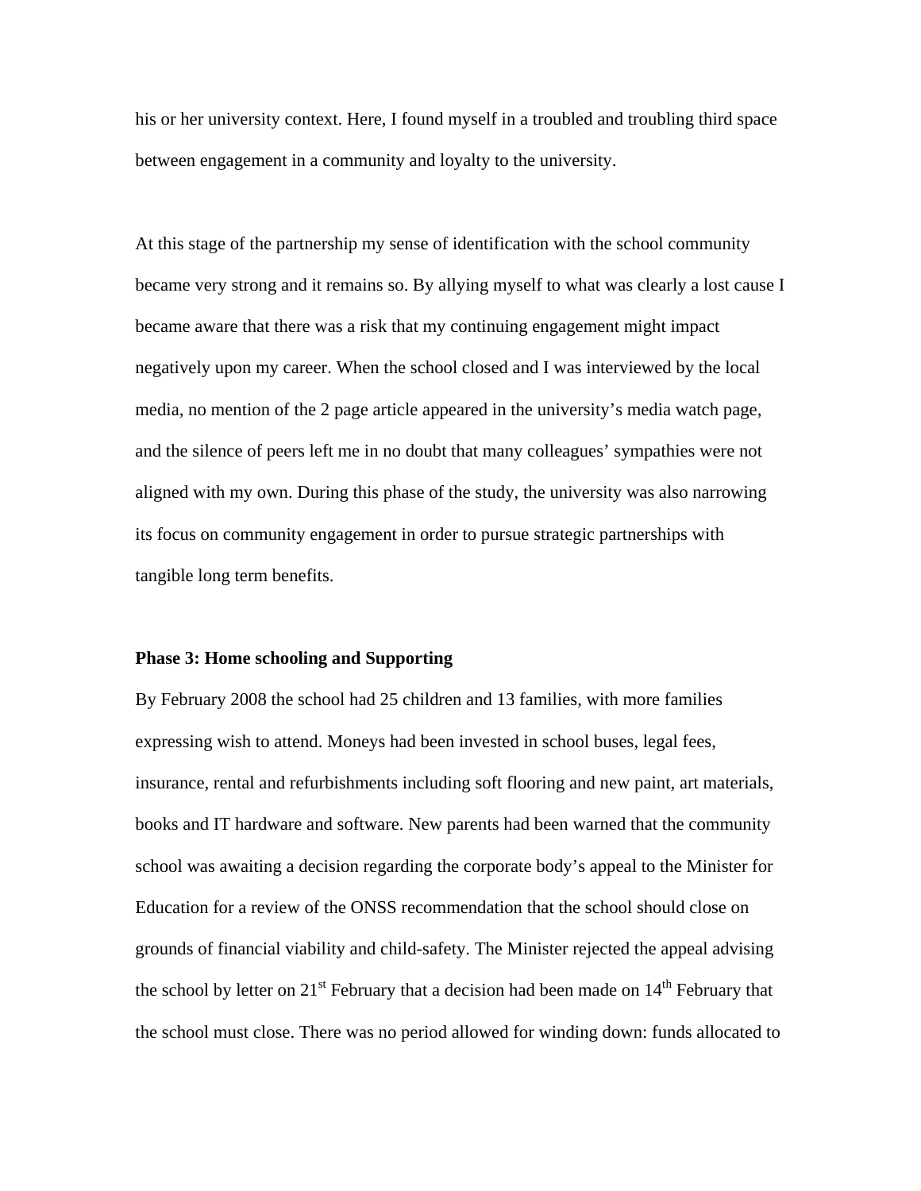his or her university context. Here, I found myself in a troubled and troubling third space between engagement in a community and loyalty to the university.

At this stage of the partnership my sense of identification with the school community became very strong and it remains so. By allying myself to what was clearly a lost cause I became aware that there was a risk that my continuing engagement might impact negatively upon my career. When the school closed and I was interviewed by the local media, no mention of the 2 page article appeared in the university's media watch page, and the silence of peers left me in no doubt that many colleagues' sympathies were not aligned with my own. During this phase of the study, the university was also narrowing its focus on community engagement in order to pursue strategic partnerships with tangible long term benefits.

**Phase 3: Home schooling and Supporting**

By February 2008 the school had 25 children and 13 families, with more families expressing wish to attend. Moneys had been invested in school buses, legal fees, insurance, rental and refurbishments including soft flooring and new paint, art materials, books and IT hardware and software. New parents had been warned that the community school was awaiting a decision regarding the corporate body's appeal to the Minister for Education for a review of the ONSS recommendation that the school should close on grounds of financial viability and child-safety. The Minister rejected the appeal advising the school by letter on 21st February that a decision had been made on 14th February that the school must close. There was no period allowed for winding down: funds allocated to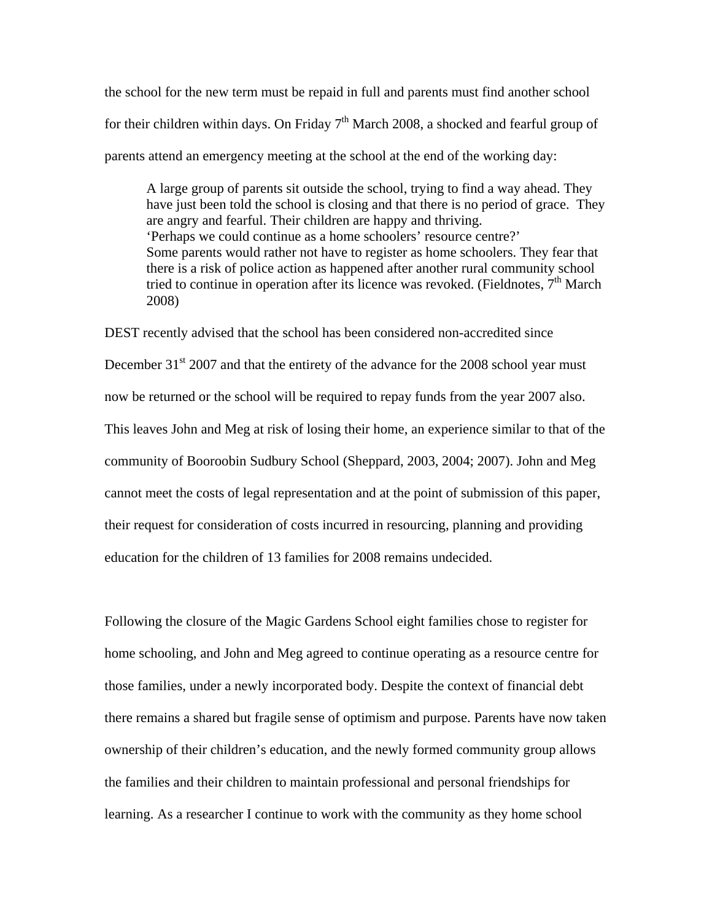the school for the new term must be repaid in full and parents must find another school for their children within days. On Friday 7th March 2008, a shocked and fearful group of parents attend an emergency meeting at the school at the end of the working day:

> A large group of parents sit outside the school, trying to find a way ahead. They have just been told the school is closing and that there is no period of grace. They are angry and fearful. Their children are happy and thriving.
> 'Perhaps we could continue as a home schoolers' resource centre?'
> Some parents would rather not have to register as home schoolers. They fear that there is a risk of police action as happened after another rural community school tried to continue in operation after its licence was revoked. (Fieldnotes, 7th March 2008)

DEST recently advised that the school has been considered non-accredited since December 31st 2007 and that the entirety of the advance for the 2008 school year must now be returned or the school will be required to repay funds from the year 2007 also. This leaves John and Meg at risk of losing their home, an experience similar to that of the community of Booroobin Sudbury School (Sheppard, 2003, 2004; 2007). John and Meg cannot meet the costs of legal representation and at the point of submission of this paper, their request for consideration of costs incurred in resourcing, planning and providing education for the children of 13 families for 2008 remains undecided.

Following the closure of the Magic Gardens School eight families chose to register for home schooling, and John and Meg agreed to continue operating as a resource centre for those families, under a newly incorporated body. Despite the context of financial debt there remains a shared but fragile sense of optimism and purpose. Parents have now taken ownership of their children's education, and the newly formed community group allows the families and their children to maintain professional and personal friendships for learning. As a researcher I continue to work with the community as they home school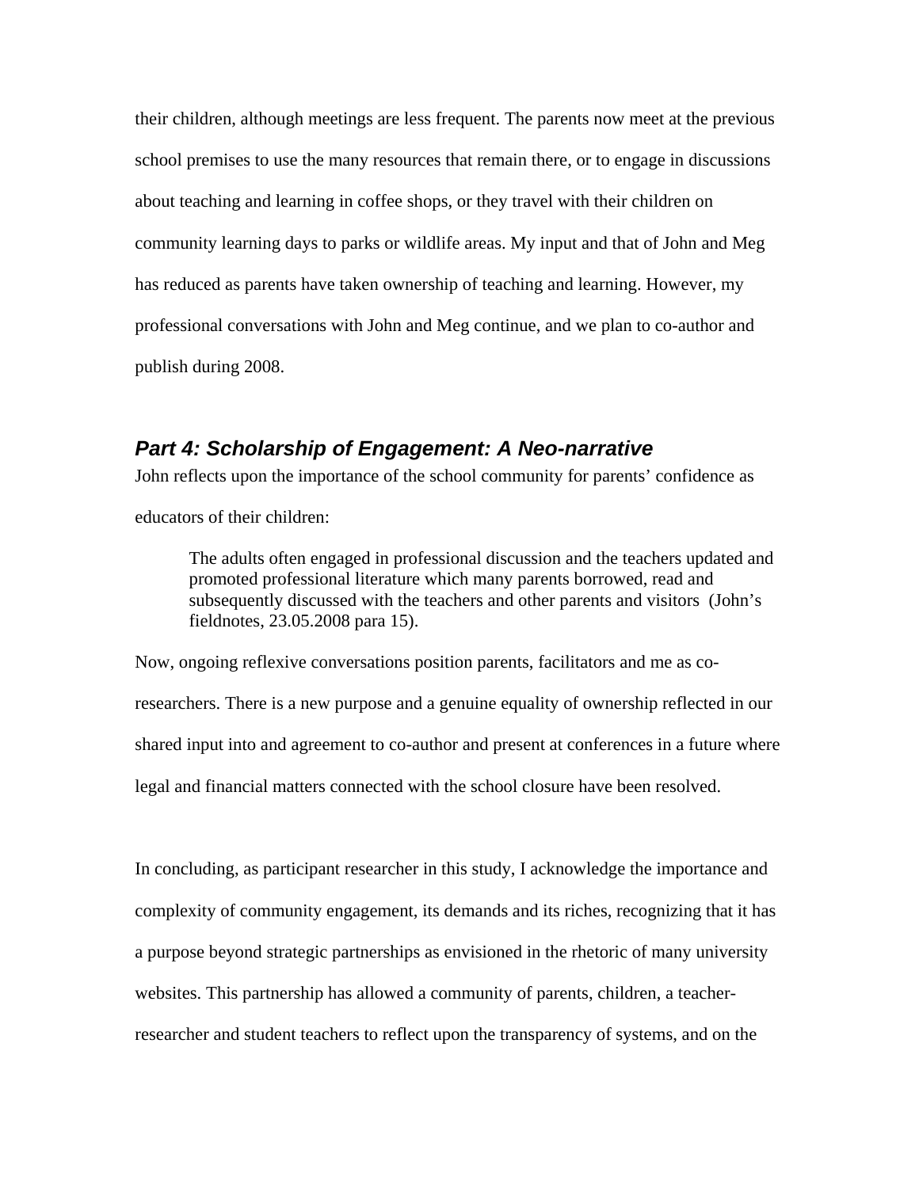their children, although meetings are less frequent. The parents now meet at the previous school premises to use the many resources that remain there, or to engage in discussions about teaching and learning in coffee shops, or they travel with their children on community learning days to parks or wildlife areas. My input and that of John and Meg has reduced as parents have taken ownership of teaching and learning. However, my professional conversations with John and Meg continue, and we plan to co-author and publish during 2008.

## *Part 4: Scholarship of Engagement: A Neo-narrative*

John reflects upon the importance of the school community for parents' confidence as educators of their children:

> The adults often engaged in professional discussion and the teachers updated and promoted professional literature which many parents borrowed, read and subsequently discussed with the teachers and other parents and visitors (John's fieldnotes, 23.05.2008 para 15).

Now, ongoing reflexive conversations position parents, facilitators and me as co-researchers. There is a new purpose and a genuine equality of ownership reflected in our shared input into and agreement to co-author and present at conferences in a future where legal and financial matters connected with the school closure have been resolved.

In concluding, as participant researcher in this study, I acknowledge the importance and complexity of community engagement, its demands and its riches, recognizing that it has a purpose beyond strategic partnerships as envisioned in the rhetoric of many university websites. This partnership has allowed a community of parents, children, a teacher-researcher and student teachers to reflect upon the transparency of systems, and on the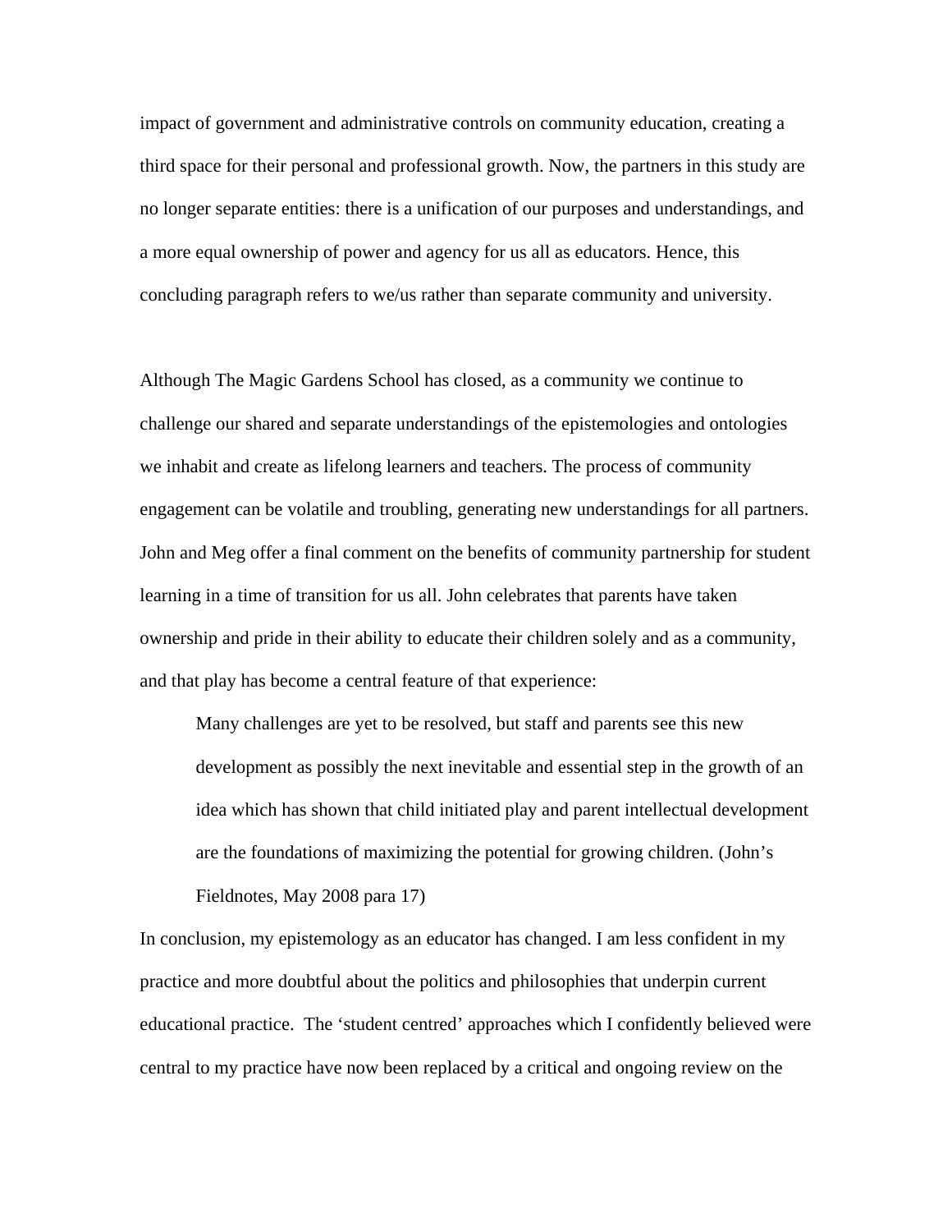impact of government and administrative controls on community education, creating a third space for their personal and professional growth. Now, the partners in this study are no longer separate entities: there is a unification of our purposes and understandings, and a more equal ownership of power and agency for us all as educators. Hence, this concluding paragraph refers to we/us rather than separate community and university.

Although The Magic Gardens School has closed, as a community we continue to challenge our shared and separate understandings of the epistemologies and ontologies we inhabit and create as lifelong learners and teachers. The process of community engagement can be volatile and troubling, generating new understandings for all partners. John and Meg offer a final comment on the benefits of community partnership for student learning in a time of transition for us all. John celebrates that parents have taken ownership and pride in their ability to educate their children solely and as a community, and that play has become a central feature of that experience:

> Many challenges are yet to be resolved, but staff and parents see this new development as possibly the next inevitable and essential step in the growth of an idea which has shown that child initiated play and parent intellectual development are the foundations of maximizing the potential for growing children. (John's Fieldnotes, May 2008 para 17)

In conclusion, my epistemology as an educator has changed. I am less confident in my practice and more doubtful about the politics and philosophies that underpin current educational practice. The 'student centred' approaches which I confidently believed were central to my practice have now been replaced by a critical and ongoing review on the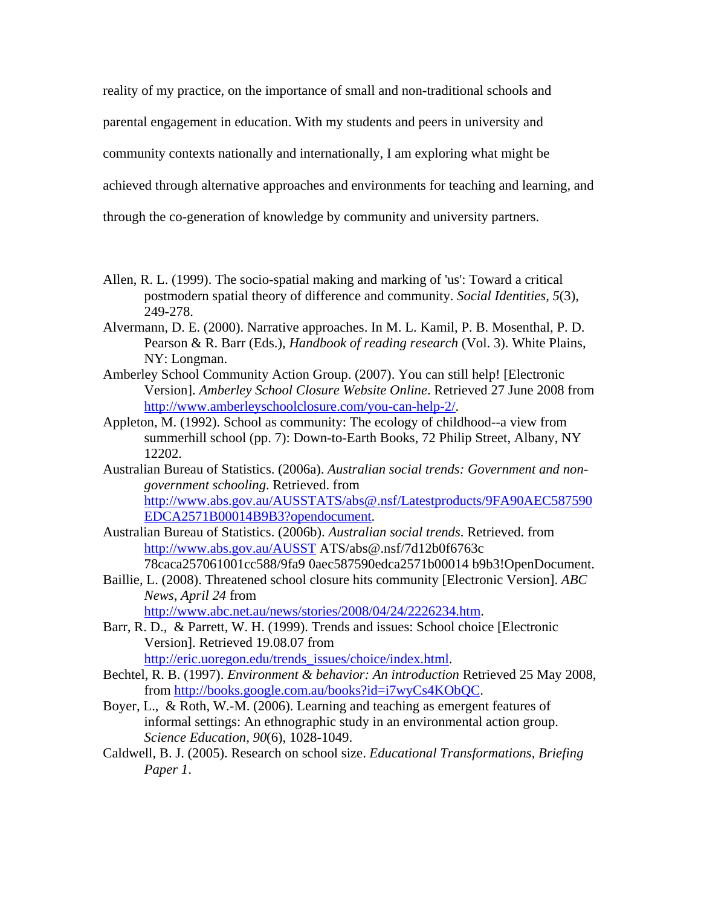reality of my practice, on the importance of small and non-traditional schools and parental engagement in education. With my students and peers in university and community contexts nationally and internationally, I am exploring what might be achieved through alternative approaches and environments for teaching and learning, and through the co-generation of knowledge by community and university partners.

Allen, R. L. (1999). The socio-spatial making and marking of 'us': Toward a critical postmodern spatial theory of difference and community. *Social Identities, 5*(3), 249-278.

Alvermann, D. E. (2000). Narrative approaches. In M. L. Kamil, P. B. Mosenthal, P. D. Pearson & R. Barr (Eds.), *Handbook of reading research* (Vol. 3). White Plains, NY: Longman.

Amberley School Community Action Group. (2007). You can still help! [Electronic Version]. *Amberley School Closure Website Online*. Retrieved 27 June 2008 from http://www.amberleyschoolclosure.com/you-can-help-2/.

Appleton, M. (1992). School as community: The ecology of childhood--a view from summerhill school (pp. 7): Down-to-Earth Books, 72 Philip Street, Albany, NY 12202.

Australian Bureau of Statistics. (2006a). *Australian social trends: Government and non-government schooling*. Retrieved. from http://www.abs.gov.au/AUSSTATS/abs@.nsf/Latestproducts/9FA90AEC587590EDCA2571B00014B9B3?opendocument.

Australian Bureau of Statistics. (2006b). *Australian social trends*. Retrieved. from http://www.abs.gov.au/AUSST ATS/abs@.nsf/7d12b0f6763c 78caca257061001cc588/9fa9 0aec587590edca2571b00014 b9b3!OpenDocument.

Baillie, L. (2008). Threatened school closure hits community [Electronic Version]. *ABC News, April 24* from http://www.abc.net.au/news/stories/2008/04/24/2226234.htm.

Barr, R. D., & Parrett, W. H. (1999). Trends and issues: School choice [Electronic Version]. Retrieved 19.08.07 from http://eric.uoregon.edu/trends_issues/choice/index.html.

Bechtel, R. B. (1997). *Environment & behavior: An introduction* Retrieved 25 May 2008, from http://books.google.com.au/books?id=i7wyCs4KObQC.

Boyer, L., & Roth, W.-M. (2006). Learning and teaching as emergent features of informal settings: An ethnographic study in an environmental action group. *Science Education, 90*(6), 1028-1049.

Caldwell, B. J. (2005). Research on school size. *Educational Transformations, Briefing Paper 1*.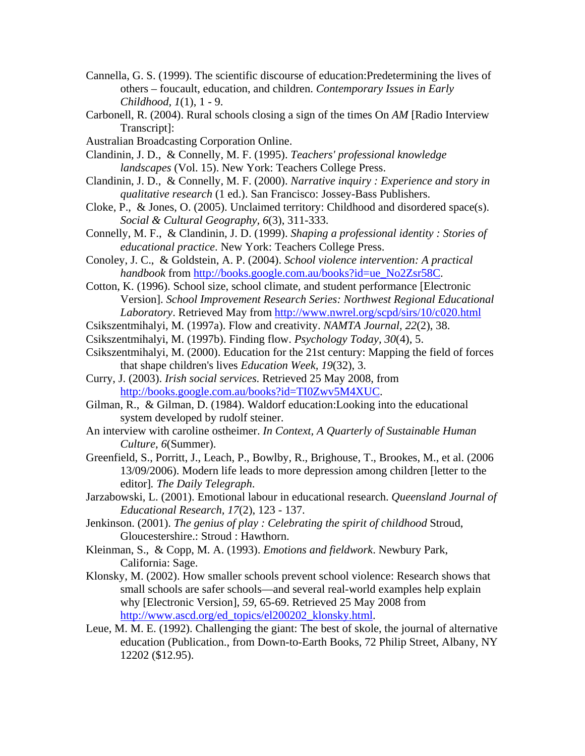Cannella, G. S. (1999). The scientific discourse of education:Predetermining the lives of others – foucault, education, and children. *Contemporary Issues in Early Childhood, 1*(1), 1 - 9.

Carbonell, R. (2004). Rural schools closing a sign of the times On *AM* [Radio Interview Transcript]:

Australian Broadcasting Corporation Online.

Clandinin, J. D., & Connelly, M. F. (1995). *Teachers' professional knowledge landscapes* (Vol. 15). New York: Teachers College Press.

Clandinin, J. D., & Connelly, M. F. (2000). *Narrative inquiry : Experience and story in qualitative research* (1 ed.). San Francisco: Jossey-Bass Publishers.

Cloke, P., & Jones, O. (2005). Unclaimed territory: Childhood and disordered space(s). *Social & Cultural Geography, 6*(3), 311-333.

Connelly, M. F., & Clandinin, J. D. (1999). *Shaping a professional identity : Stories of educational practice*. New York: Teachers College Press.

Conoley, J. C., & Goldstein, A. P. (2004). *School violence intervention: A practical handbook* from http://books.google.com.au/books?id=ue_No2Zsr58C.

Cotton, K. (1996). School size, school climate, and student performance [Electronic Version]. *School Improvement Research Series: Northwest Regional Educational Laboratory*. Retrieved May from http://www.nwrel.org/scpd/sirs/10/c020.html

Csikszentmihalyi, M. (1997a). Flow and creativity. *NAMTA Journal, 22*(2), 38.

Csikszentmihalyi, M. (1997b). Finding flow. *Psychology Today, 30*(4), 5.

Csikszentmihalyi, M. (2000). Education for the 21st century: Mapping the field of forces that shape children's lives *Education Week, 19*(32), 3.

Curry, J. (2003). *Irish social services*. Retrieved 25 May 2008, from http://books.google.com.au/books?id=TI0Zwv5M4XUC.

Gilman, R., & Gilman, D. (1984). Waldorf education:Looking into the educational system developed by rudolf steiner.

An interview with caroline ostheimer. *In Context, A Quarterly of Sustainable Human Culture, 6*(Summer).

Greenfield, S., Porritt, J., Leach, P., Bowlby, R., Brighouse, T., Brookes, M., et al. (2006 13/09/2006). Modern life leads to more depression among children [letter to the editor]. *The Daily Telegraph*.

Jarzabowski, L. (2001). Emotional labour in educational research. *Queensland Journal of Educational Research, 17*(2), 123 - 137.

Jenkinson. (2001). *The genius of play : Celebrating the spirit of childhood* Stroud, Gloucestershire.: Stroud : Hawthorn.

Kleinman, S., & Copp, M. A. (1993). *Emotions and fieldwork*. Newbury Park, California: Sage.

Klonsky, M. (2002). How smaller schools prevent school violence: Research shows that small schools are safer schools—and several real-world examples help explain why [Electronic Version], *59*, 65-69. Retrieved 25 May 2008 from http://www.ascd.org/ed_topics/el200202_klonsky.html.

Leue, M. M. E. (1992). Challenging the giant: The best of skole, the journal of alternative education (Publication., from Down-to-Earth Books, 72 Philip Street, Albany, NY 12202 ($12.95).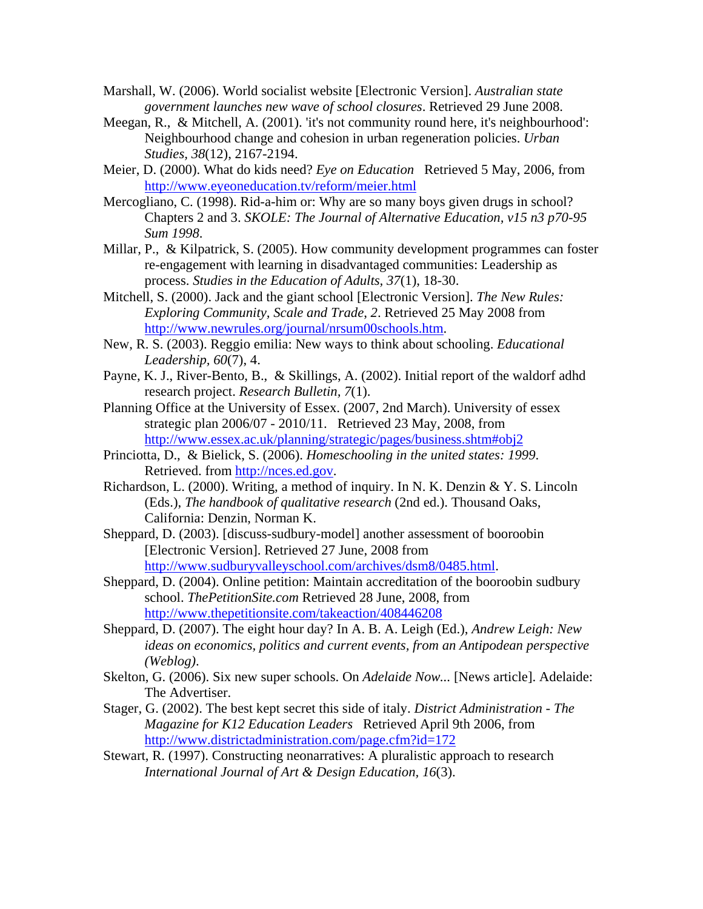Marshall, W. (2006). World socialist website [Electronic Version]. *Australian state government launches new wave of school closures*. Retrieved 29 June 2008.

Meegan, R., & Mitchell, A. (2001). 'it's not community round here, it's neighbourhood': Neighbourhood change and cohesion in urban regeneration policies. *Urban Studies, 38*(12), 2167-2194.

Meier, D. (2000). What do kids need? *Eye on Education* Retrieved 5 May, 2006, from http://www.eyeoneducation.tv/reform/meier.html

Mercogliano, C. (1998). Rid-a-him or: Why are so many boys given drugs in school? Chapters 2 and 3. *SKOLE: The Journal of Alternative Education, v15 n3 p70-95 Sum 1998*.

Millar, P., & Kilpatrick, S. (2005). How community development programmes can foster re-engagement with learning in disadvantaged communities: Leadership as process. *Studies in the Education of Adults, 37*(1), 18-30.

Mitchell, S. (2000). Jack and the giant school [Electronic Version]. *The New Rules: Exploring Community, Scale and Trade, 2*. Retrieved 25 May 2008 from http://www.newrules.org/journal/nrsum00schools.htm.

New, R. S. (2003). Reggio emilia: New ways to think about schooling. *Educational Leadership, 60*(7), 4.

Payne, K. J., River-Bento, B., & Skillings, A. (2002). Initial report of the waldorf adhd research project. *Research Bulletin, 7*(1).

Planning Office at the University of Essex. (2007, 2nd March). University of essex strategic plan 2006/07 - 2010/11. Retrieved 23 May, 2008, from http://www.essex.ac.uk/planning/strategic/pages/business.shtm#obj2

Princiotta, D., & Bielick, S. (2006). *Homeschooling in the united states: 1999*. Retrieved. from http://nces.ed.gov.

Richardson, L. (2000). Writing, a method of inquiry. In N. K. Denzin & Y. S. Lincoln (Eds.), *The handbook of qualitative research* (2nd ed.). Thousand Oaks, California: Denzin, Norman K.

Sheppard, D. (2003). [discuss-sudbury-model] another assessment of booroobin [Electronic Version]. Retrieved 27 June, 2008 from http://www.sudburyvalleyschool.com/archives/dsm8/0485.html.

Sheppard, D. (2004). Online petition: Maintain accreditation of the booroobin sudbury school. *ThePetitionSite.com* Retrieved 28 June, 2008, from http://www.thepetitionsite.com/takeaction/408446208

Sheppard, D. (2007). The eight hour day? In A. B. A. Leigh (Ed.), *Andrew Leigh: New ideas on economics, politics and current events, from an Antipodean perspective (Weblog)*.

Skelton, G. (2006). Six new super schools. On *Adelaide Now...* [News article]. Adelaide: The Advertiser.

Stager, G. (2002). The best kept secret this side of italy. *District Administration - The Magazine for K12 Education Leaders* Retrieved April 9th 2006, from http://www.districtadministration.com/page.cfm?id=172

Stewart, R. (1997). Constructing neonarratives: A pluralistic approach to research *International Journal of Art & Design Education, 16*(3).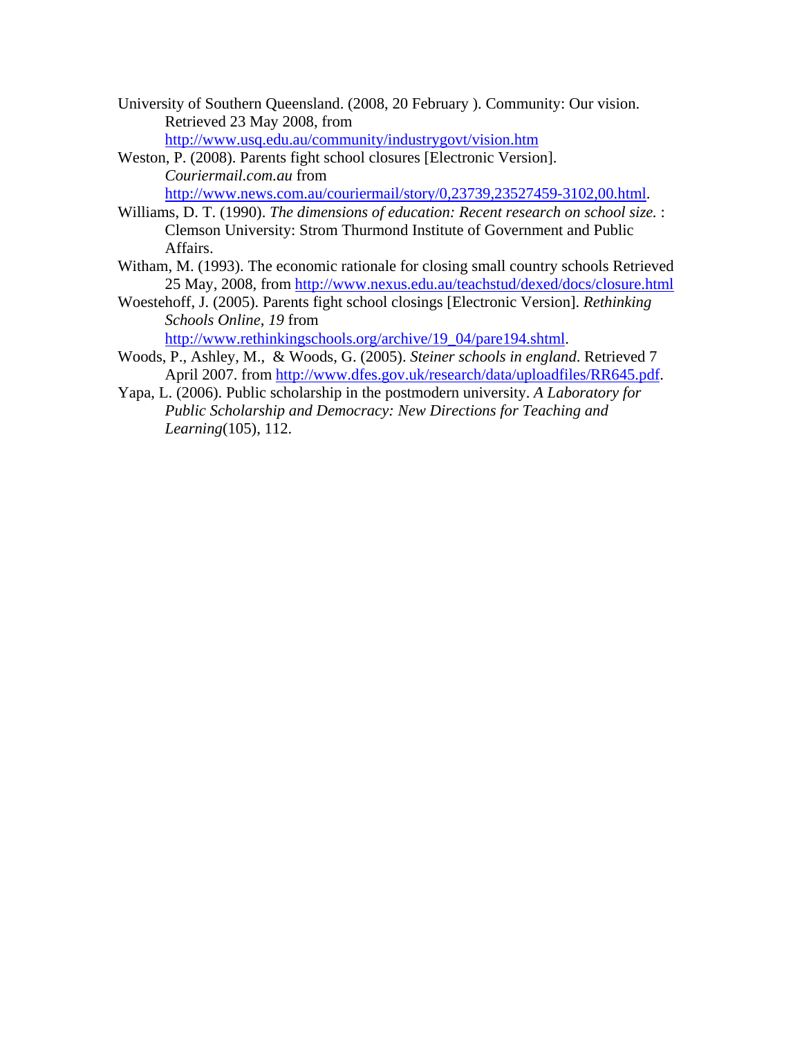University of Southern Queensland. (2008, 20 February ). Community: Our vision. Retrieved 23 May 2008, from http://www.usq.edu.au/community/industrygovt/vision.htm

Weston, P. (2008). Parents fight school closures [Electronic Version]. *Couriermail.com.au* from http://www.news.com.au/couriermail/story/0,23739,23527459-3102,00.html.

Williams, D. T. (1990). *The dimensions of education: Recent research on school size.* : Clemson University: Strom Thurmond Institute of Government and Public Affairs.

Witham, M. (1993). The economic rationale for closing small country schools Retrieved 25 May, 2008, from http://www.nexus.edu.au/teachstud/dexed/docs/closure.html

Woestehoff, J. (2005). Parents fight school closings [Electronic Version]. *Rethinking Schools Online*, *19* from http://www.rethinkingschools.org/archive/19_04/pare194.shtml.

Woods, P., Ashley, M., & Woods, G. (2005). *Steiner schools in england*. Retrieved 7 April 2007. from http://www.dfes.gov.uk/research/data/uploadfiles/RR645.pdf.

Yapa, L. (2006). Public scholarship in the postmodern university. *A Laboratory for Public Scholarship and Democracy: New Directions for Teaching and Learning*(105), 112.